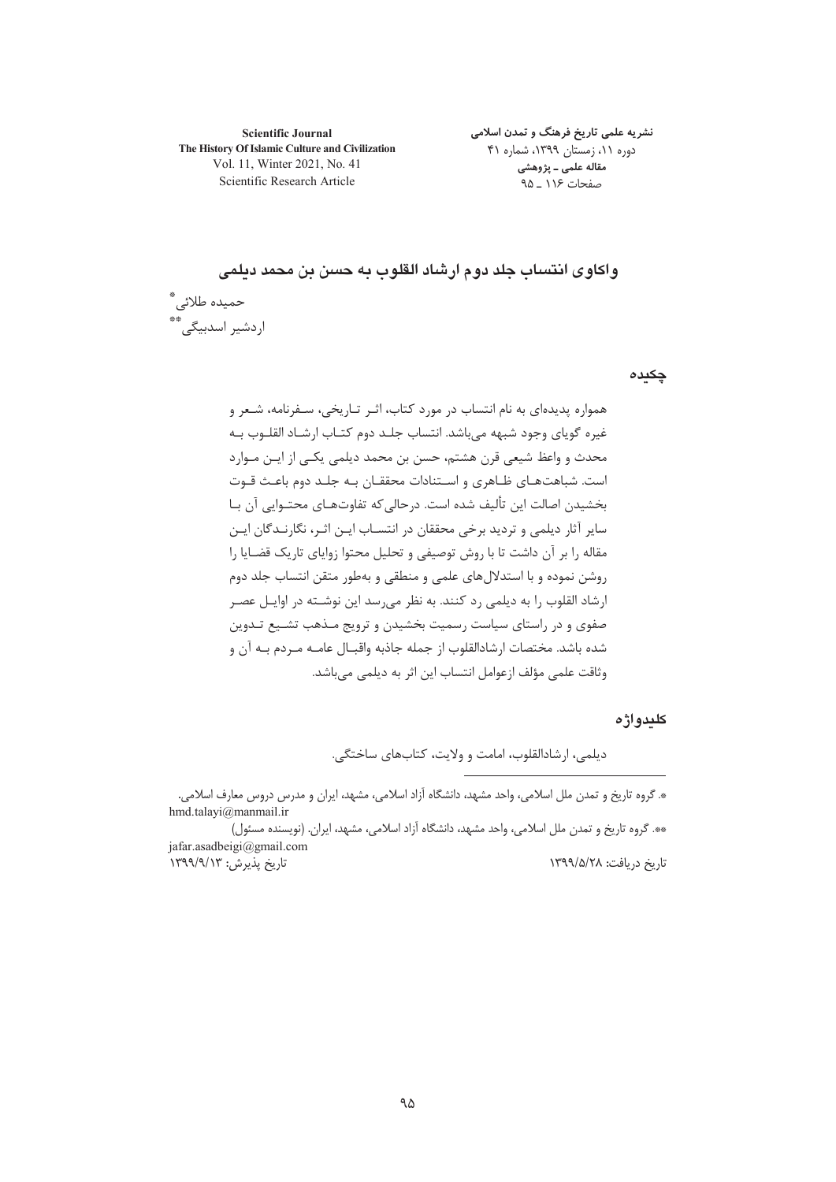Scientific Journal
The History Of Islamic Culture and Civilization
Vol. 11, Winter 2021, No. 41
Scientific Research Article

نشریه علمی تاریخ فرهنگ و تمدن اسلامی
دوره ۱۱، زمستان ۱۳۹۹، شماره ۴۱
مقاله علمی ـ پژوهشی
صفحات ۱۱۶ ـ ۹۵

# واکاوی انتساب جلد دوم ارشاد القلوب به حسن بن محمد دیلمی

حمیده طلائی[*]
اردشیر اسدبیگی[**]

## چکیده

همواره پدیده‌ای به نام انتساب در مورد کتاب، اثر تاریخی، سفرنامه، شعر و غیره گویای وجود شبهه می‌باشد. انتساب جلد دوم کتاب ارشاد القلوب به محدث و واعظ شیعی قرن هشتم، حسن بن محمد دیلمی یکی از این موارد است. شباهت‌های ظاهری و استنادات محققان به جلد دوم باعث قوت بخشیدن اصالت این تألیف شده است. درحالی‌که تفاوت‌های محتوایی آن با سایر آثار دیلمی و تردید برخی محققان در انتساب این اثر، نگارندگان این مقاله را بر آن داشت تا با روش توصیفی و تحلیل محتوا زوایای تاریک قضایا را روشن نموده و با استدلال‌های علمی و منطقی و به‌طور متقن انتساب جلد دوم ارشاد القلوب را به دیلمی رد کنند. به نظر می‌رسد این نوشته در اوایل عصر صفوی و در راستای سیاست رسمیت بخشیدن و ترویج مذهب تشیع تدوین شده باشد. مختصات ارشادالقلوب از جمله جاذبه واقبال عامه مردم به آن و وثاقت علمی مؤلف ازعوامل انتساب این اثر به دیلمی می‌باشد.

## کلیدواژه

دیلمی، ارشادالقلوب، امامت و ولایت، کتاب‌های ساختگی.

---

*. گروه تاریخ و تمدن ملل اسلامی، واحد مشهد، دانشگاه آزاد اسلامی، مشهد، ایران و مدرس دروس معارف اسلامی.
hmd.talayi@manmail.ir

**. گروه تاریخ و تمدن ملل اسلامی، واحد مشهد، دانشگاه آزاد اسلامی، مشهد، ایران. (نویسنده مسئول)
jafar.asadbeigi@gmail.com

تاریخ دریافت: ۱۳۹۹/۵/۲۸
تاریخ پذیرش: ۱۳۹۹/۹/۱۳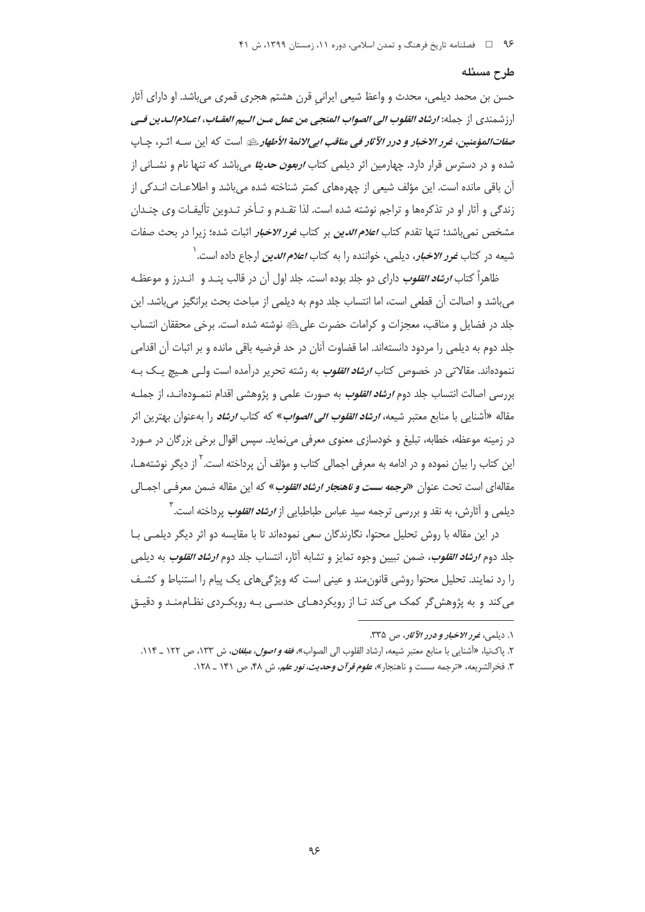## طرح مسئله

حسن بن محمد دیلمی، محدث و واعظ شیعی ایرانیِ قرن هشتم هجری قمری می‌باشد. او دارای آثار ارزشمندی از جمله: ***ارشاد القلوب الی الصواب المنجی من عمل مـن الـیم العقـاب، اعـلام‌الـدین فـی صفات‌المؤمنین، غرر الاخبار و درر الآثار فی مناقب ابی‌الائمة الأطهار*** است که این سـه اثـر، چـاپ شده و در دسترس قرار دارد. چهارمین اثر دیلمی کتاب ***اربعون حدیثا*** می‌باشد که تنها نام و نشـانی از آن باقی مانده است. این مؤلف شیعی از چهره‌های کمتر شناخته شده می‌باشد و اطلاعـات انـدکی از زندگی و آثار او در تذکره‌ها و تراجم نوشته شده است. لذا تقـدم و تـأخر تـدوین تألیفـات وی چنـدان مشخص نمی‌باشد؛ تنها تقدم کتاب ***اعلام الدین*** بر کتاب ***غرر الاخبار*** اثبات شده؛ زیرا در بحث صفات شیعه در کتاب ***غرر الاخبار***، دیلمی، خواننده را به کتاب ***اعلام الدین*** ارجاع داده است.[1]

ظاهراً کتاب ***ارشاد القلوب*** دارای دو جلد بوده است. جلد اول آن در قالب پنـد و انـدرز و موعظـه می‌باشد و اصالت آن قطعی است، اما انتساب جلد دوم به دیلمی از مباحث بحث برانگیز می‌باشد. این جلد در فضایل و مناقب، معجزات و کرامات حضرت علی‌ؑ نوشته شده است. برخی محققان انتساب جلد دوم به دیلمی را مردود دانسته‌اند. اما قضاوت آنان در حد فرضیه باقی مانده و بر اثبات آن اقدامی ننموده‌اند. مقالاتی در خصوص کتاب ***ارشاد القلوب*** به رشته تحریر درآمده است ولـی هـیچ یـک بـه بررسی اصالت انتساب جلد دوم ***ارشاد القلوب*** به صورت علمی و پژوهشی اقدام ننمـوده‌انـد، از جملـه مقاله «آشنایی با منابع معتبر شیعه، ***ارشاد القلوب الی الصواب***» که کتاب ***ارشاد*** را به‌عنوان بهترین اثر در زمینه موعظه، خطابه، تبلیغ و خودسازی معنوی معرفی می‌نماید. سپس اقوال برخی بزرگان در مـورد این کتاب را بیان نموده و در ادامه به معرفی اجمالی کتاب و مؤلف آن پرداخته است.[2] از دیگر نوشته‌هـا، مقاله‌ای است تحت عنوان «***ترجمه سست و ناهنجار ارشاد القلوب***» که این مقاله ضمن معرفـی اجمـالی دیلمی و آثارش، به نقد و بررسی ترجمه سید عباس طباطبایی از ***ارشاد القلوب*** پرداخته است.[3]

در این مقاله با روش تحلیل محتوا، نگارندگان سعی نموده‌اند تا با مقایسه دو اثر دیگر دیلمـی بـا جلد دوم ***ارشاد القلوب***، ضمن تبیین وجوه تمایز و تشابه آثار، انتساب جلد دوم ***ارشاد القلوب*** به دیلمی را رد نمایند. تحلیل محتوا روشی قانون‌مند و عینی است که ویژگی‌های یک پیام را استنباط و کشـف می‌کند و به پژوهش‌گر کمک می‌کند تـا از رویکردهـای حدسـی بـه رویکـردی نظـام‌منـد و دقیـق

---

1. دیلمی، ***غرر الاخبار و درر الآثار***، ص ۳۳۵.
2. پاک‌نیا، «آشنایی با منابع معتبر شیعه، ارشاد القلوب الی الصواب»، ***فقه و اصول، مبلغان***، ش ۱۳۳، ص ۱۲۲ ـ ۱۱۴.
3. فخرالشریعه، «ترجمه سست و ناهنجار»، ***علوم قرآن وحدیث، نور علم***، ش ۴۸، ص ۱۴۱ ـ ۱۲۸.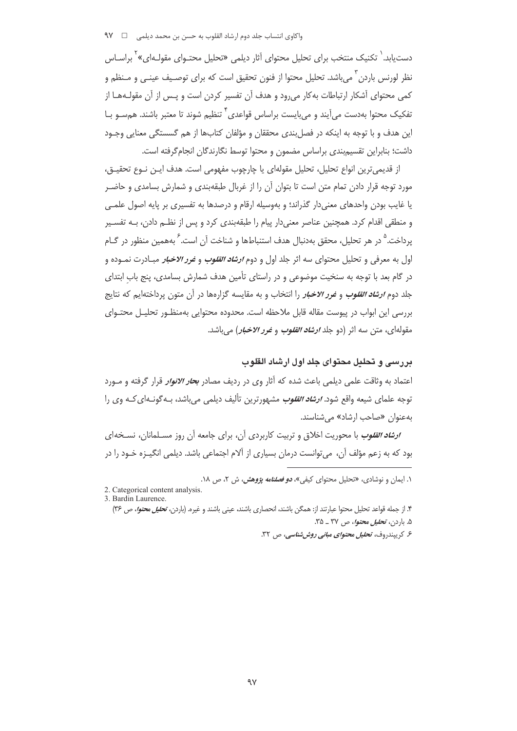دست‌یابد.[1] تکنیک منتخب برای تحلیل محتوای آثار دیلمی «تحلیل محتـوای مقولـه‌ای»[2] براسـاس نظر لورنس باردن[3] می‌باشد. تحلیل محتوا از فنون تحقیق است که برای توصـیف عینـی و مـنظم و کمی محتوای آشکار ارتباطات به‌کار می‌رود و هدف آن تفسیر کردن است و پـس از آن مقولـه‌هـا از تفکیک محتوا به‌دست می‌آیند و می‌بایست براساس قواعدی[4] تنظیم شوند تا معتبر باشند. هم‌سـو بـا این هدف و با توجه به اینکه در فصل‌بندی محققان و مؤلفان کتاب‌ها از هم گسستگی معنایی وجـود داشت؛ بنابراین تقسیم‌بندی براساس مضمون و محتوا توسط نگارندگان انجام‌گرفته است.

از قدیمی‌ترین انواع تحلیل، تحلیل مقوله‌ای یا چارچوب مفهومی است. هدف ایـن نـوع تحقیـق، مورد توجه قرار دادن تمام متن است تا بتوان آن را از غربال طبقه‌بندی و شمارش بسامدی و حاضـر یا غایب بودن واحدهای معنی‌دار گذراند؛ و به‌وسیله ارقام و درصدها به تفسیری بر پایه اصول علمـی و منطقی اقدام کرد. همچنین عناصر معنی‌دار پیام را طبقه‌بندی کرد و پس از نظـم دادن، بـه تفسـیر پرداخت.[5] در هر تحلیل، محقق به‌دنبال هدف استنباط‌ها و شناخت آن است.[6] به‌همین منظور در گـام اول به معرفی و تحلیل محتوای سه اثر جلد اول و دوم ***ارشاد القلوب*** و ***غرر الاخبار*** مبـادرت نمـوده و در گام بعد با توجه به سنخیت موضوعی و در راستای تأمین هدف شمارش بسامدی، پنج بابِ ابتدای جلد دوم ***ارشاد القلوب*** و ***غرر الاخبار*** را انتخاب و به مقایسه گزاره‌ها در آن متون پرداخته‌ایم که نتایج بررسی این ابواب در پیوست مقاله قابل ملاحظه است. محدوده محتوایی به‌منظـور تحلیـل محتـوای مقوله‌ای، متن سه اثر (دو جلد ***ارشاد القلوب*** و ***غرر الاخبار***) می‌باشد.

## بررسی و تحلیل محتوای جلد اول ارشاد القلوب

اعتماد به وثاقت علمی دیلمی باعث شده که آثار وی در ردیف مصادر ***بحار الانوار*** قرار گرفته و مـورد توجه علمای شیعه واقع شود. ***ارشاد القلوب*** مشهورترین تألیف دیلمی می‌باشد، بـه‌گونـه‌ای‌کـه وی را به‌عنوان «صاحب ارشاد» می‌شناسند.

***ارشاد القلوب*** با محوریت اخلاق و تربیت کاربردی آن، برای جامعه آن روز مسـلمانان، نسـخه‌ای بود که به زعم مؤلف آن، می‌توانست درمان بسیاری از آلام اجتماعی باشد. دیلمی انگیـزه خـود را در

---

۱. ایمان و نوشادی، «تحلیل محتوای کیفی»، ***دو فصلنامه پژوهش***، ش ۲، ص ۱۸.

2. Categorical content analysis.

3. Bardin Laurence.

۴. از جمله قواعد تحلیل محتوا عبارتند از: همگن باشند، انحصاری باشند، عینی باشند و غیره. (باردن، ***تحلیل محتوا***، ص ۳۶)

۵. باردن، ***تحلیل محتوا***، ص ۳۷ ـ ۳۵.

۶. کریپندروف، ***تحلیل محتوای مبانی روش‌شناسی***، ص ۳۲.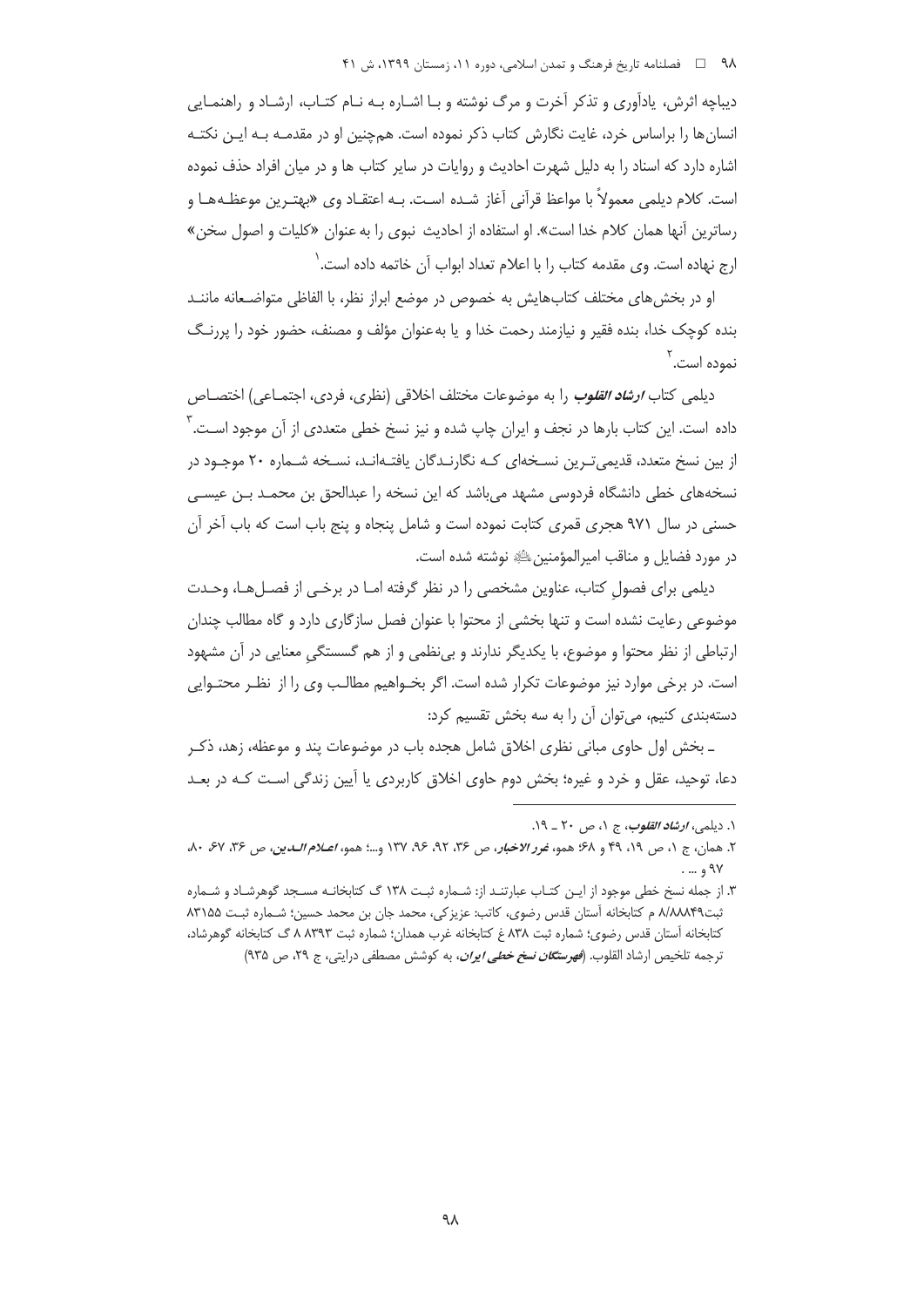دیباچه اثرش، یادآوری و تذکر آخرت و مرگ نوشته و با اشاره به نام کتاب، ارشاد و راهنمایی انسان‌ها را براساس خرد، غایت نگارش کتاب ذکر نموده است. همچنین او در مقدمه به این نکته اشاره دارد که اسناد را به دلیل شهرت احادیث و روایات در سایر کتاب ها و در میان افراد حذف نموده است. کلام دیلمی معمولاً با مواعظ قرآنی آغاز شده است. به اعتقاد وی «بهترین موعظه‌ها و رساترین آنها همان کلام خدا است». او استفاده از احادیث نبوی را به عنوان «کلیات و اصول سخن» ارج نهاده است. وی مقدمه کتاب را با اعلام تعداد ابواب آن خاتمه داده است.[1]

او در بخش‌های مختلف کتاب‌هایش به خصوص در موضع ابراز نظر، با الفاظی متواضعانه مانند بنده کوچک خدا، بنده فقیر و نیازمند رحمت خدا و یا به‌عنوان مؤلف و مصنف، حضور خود را پررنگ نموده است.[2]

دیلمی کتاب *ارشاد القلوب* را به موضوعات مختلف اخلاقی (نظری، فردی، اجتماعی) اختصاص داده است. این کتاب بارها در نجف و ایران چاپ شده و نیز نسخ خطی متعددی از آن موجود است.[3] از بین نسخ متعدد، قدیمی‌ترین نسخه‌ای که نگارندگان یافته‌اند، نسخه شماره ۲۰ موجود در نسخه‌های خطی دانشگاه فردوسی مشهد می‌باشد که این نسخه را عبدالحق بن محمد بن عیسی حسنی در سال ۹۷۱ هجری قمری کتابت نموده است و شامل پنجاه و پنج باب است که باب آخر آن در مورد فضایل و مناقب امیرالمؤمنین(ع) نوشته شده است.

دیلمی برای فصولِ کتاب، عناوین مشخصی را در نظر گرفته اما در برخی از فصل‌ها، وحدت موضوعی رعایت نشده است و تنها بخشی از محتوا با عنوان فصل سازگاری دارد و گاه مطالب چندان ارتباطی از نظر محتوا و موضوع، با یکدیگر ندارند و بی‌نظمی و از هم گسستگیِ معنایی در آن مشهود است. در برخی موارد نیز موضوعات تکرار شده است. اگر بخواهیم مطالب وی را از نظر محتوایی دسته‌بندی کنیم، می‌توان آن را به سه بخش تقسیم کرد:

ـ بخش اول حاوی مبانی نظری اخلاق شامل هجده باب در موضوعات پند و موعظه، زهد، ذکر دعا، توحید، عقل و خرد و غیره؛ بخش دوم حاوی اخلاق کاربردی یا آیین زندگی است که در بعد

---

۱. دیلمی، *ارشاد القلوب*، ج ۱، ص ۲۰ ـ ۱۹.

۲. همان، ج ۱، ص ۱۹، ۴۹ و ۶۸؛ همو، *غرر الاخبار*، ص ۳۶، ۹۲، ۹۶، ۱۳۷ و...؛ همو، *اعلام الدین*، ص ۳۶، ۶۷، ۸۰، ۹۷ و ... .

۳. از جمله نسخ خطی موجود از این کتاب عبارتند از: شماره ثبت ۱۳۸ گ کتابخانه مسجد گوهرشاد و شماره ثبت۸/۸۸۸۴۹ م کتابخانه آستان قدس رضوی، کاتب: عزیزکی، محمد جان بن محمد حسین؛ شماره ثبت ۸۳۱۵۵ کتابخانه آستان قدس رضوی؛ شماره ثبت ۸۳۸ غ کتابخانه غرب همدان؛ شماره ثبت ۸۳۹۳ ۸ گ کتابخانه گوهرشاد، ترجمه تلخیص ارشاد القلوب. (*فهرستگان نسخ خطی ایران*، به کوشش مصطفی درایتی، ج ۲۹، ص ۹۳۵)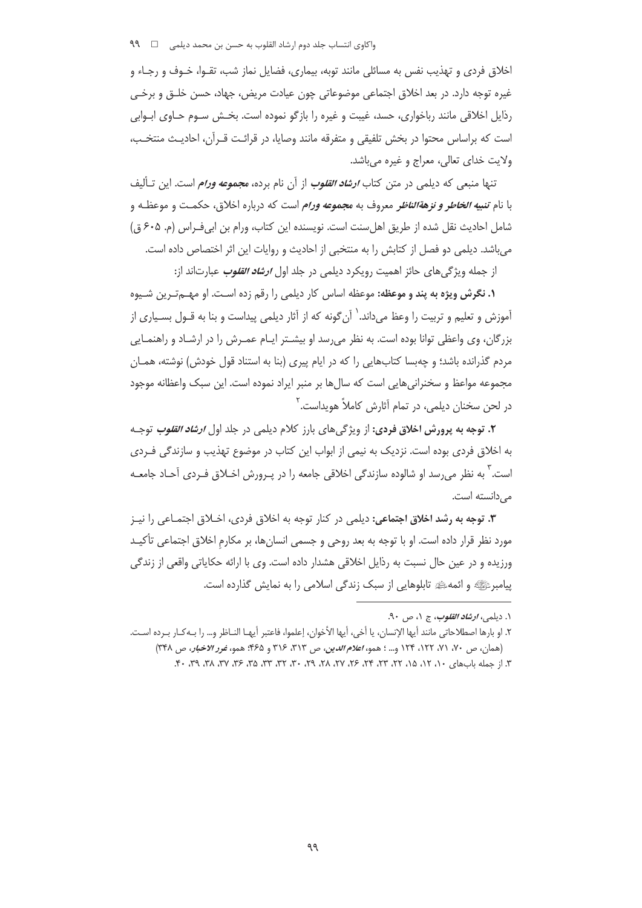اخلاق فردی و تهذیب نفس به مسائلی مانند توبه، بیماری، فضایل نماز شب، تقوا، خوف و رجاء و غیره توجه دارد. در بعد اخلاق اجتماعی موضوعاتی چون عیادت مریض، جهاد، حسن خلق و برخی رذایل اخلاقی مانند رباخواری، حسد، غیبت و غیره را بازگو نموده است. بخش سوم حاوی ابوابی است که براساس محتوا در بخش تلفیقی و متفرقه مانند وصایا، در قرائت قرآن، احادیث منتخب، ولایت خدای تعالی، معراج و غیره می‌باشد.

تنها منبعی که دیلمی در متن کتاب *ارشاد القلوب* از آن نام برده، ***مجموعه ورام*** است. این تألیف با نام ***تنبیه الخاطر و نزهة‌الناظر*** معروف به ***مجموعه ورام*** است که درباره اخلاق، حکمت و موعظه و شامل احادیث نقل شده از طریق اهل‌سنت است. نویسنده این کتاب، ورام بن ابی‌فراس (م. ۶۰۵ ق) می‌باشد. دیلمی دو فصل از کتابش را به منتخبی از احادیث و روایات این اثر اختصاص داده است.

از جمله ویژگی‌های حائز اهمیت رویکرد دیلمی در جلد اول *ارشاد القلوب* عبارت‌اند از:

**۱. نگرش ویژه به پند و موعظه:** موعظه اساس کار دیلمی را رقم زده است. او مهم‌ترین شیوه آموزش و تعلیم و تربیت را وعظ می‌داند.[1] آن‌گونه که از آثار دیلمی پیداست و بنا به قول بسیاری از بزرگان، وی واعظی توانا بوده است. به نظر می‌رسد او بیشتر ایام عمرش را در ارشاد و راهنمایی مردم گذرانده باشد؛ و چه‌بسا کتاب‌هایی را که در ایام پیری (بنا به استناد قول خودش) نوشته، همان مجموعه مواعظ و سخنرانی‌هایی است که سال‌ها بر منبر ایراد نموده است. این سبک واعظانه موجود در لحن سخنان دیلمی، در تمام آثارش کاملاً هویداست.[2]

**۲. توجه به پرورش اخلاق فردی:** از ویژگی‌های بارز کلام دیلمی در جلد اول *ارشاد القلوب* توجه به اخلاق فردی بوده است. نزدیک به نیمی از ابواب این کتاب در موضوع تهذیب و سازندگی فردی است.[3] به نظر می‌رسد او شالوده سازندگی اخلاقی جامعه را در پرورش اخلاق فردی آحاد جامعه می‌دانسته است.

**۳. توجه به رشد اخلاق اجتماعی:** دیلمی در کنار توجه به اخلاق فردی، اخلاق اجتماعی را نیز مورد نظر قرار داده است. او با توجه به بعد روحی و جسمی انسان‌ها، بر مکارم اخلاق اجتماعی تأکید ورزیده و در عین حال نسبت به رذایل اخلاقی هشدار داده است. وی با ارائه حکایاتی واقعی از زندگی پیامبر ﷺ و ائمه ﷺ تابلوهایی از سبک زندگی اسلامی را به نمایش گذارده است.

---

۱. دیلمی، *ارشاد القلوب*، ج ۱، ص ۹۰.

۲. او بارها اصطلاحاتی مانند أیها الإنسان، یا أخی، أیها الأخوان، إعلموا، فاعتبر أیها الناظر و... را به‌کار برده است. (همان، ص ۷۰، ۷۱، ۱۲۲، ۱۲۴ و... ؛ همو، *اعلام الدین*، ص ۳۱۳، ۳۱۶ و ۴۶۵؛ همو، *غرر الاخبار*، ص ۳۴۸)

۳. از جمله باب‌های ۱۰، ۱۲، ۱۵، ۲۲، ۲۳، ۲۴، ۲۶، ۲۷، ۲۸، ۲۹، ۳۰، ۳۲، ۳۳، ۳۵، ۳۶، ۳۷، ۳۸، ۳۹، ۴۰.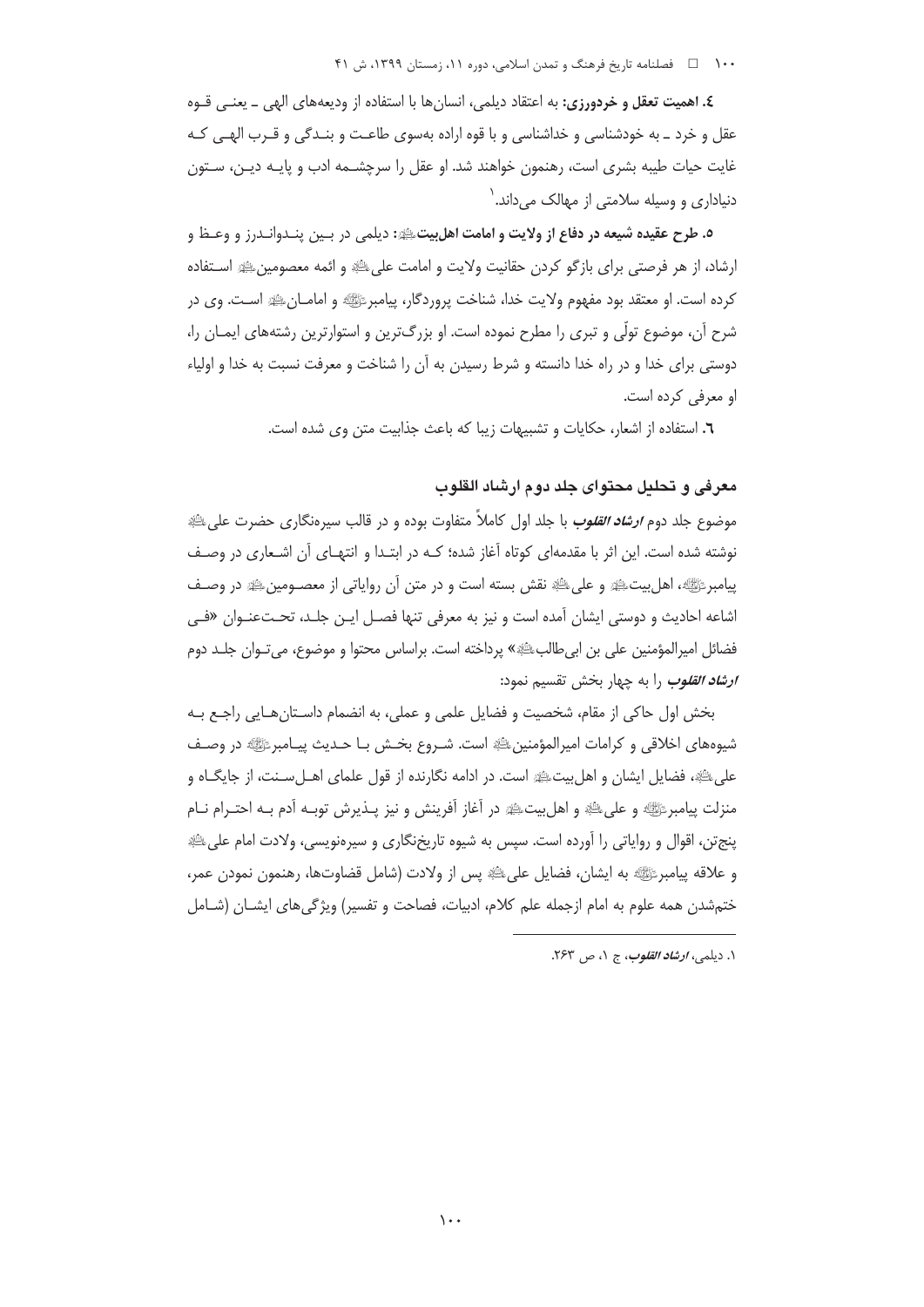**٤. اهمیت تعقل و خردورزی:** به اعتقاد دیلمی، انسان‌ها با استفاده از ودیعه‌های الهی ـ یعنی قوه عقل و خرد ـ به خودشناسی و خداشناسی و با قوه اراده به‌سوی طاعت و بندگی و قرب الهی که غایت حیات طیبه بشری است، رهنمون خواهند شد. او عقل را سرچشمه ادب و پایه دین، ستون دنیاداری و وسیله سلامتی از مهالک می‌داند.[1]

**٥. طرح عقیده شیعه در دفاع از ولایت و امامت اهل‌بیت**ﷺ**:** دیلمی در بین پندواندرز و وعظ و ارشاد، از هر فرصتی برای بازگو کردن حقانیت ولایت و امامت علیﷺ و ائمه معصومینﷺ استفاده کرده است. او معتقد بود مفهوم ولایت خدا، شناخت پروردگار، پیامبرﷺ و امامانﷺ است. وی در شرح آن، موضوع تولّی و تبری را مطرح نموده است. او بزرگ‌ترین و استوارترین رشته‌های ایمان را، دوستی برای خدا و در راه خدا دانسته و شرط رسیدن به آن را شناخت و معرفت نسبت به خدا و اولیاء او معرفی کرده است.

٦. استفاده از اشعار، حکایات و تشبیهات زیبا که باعث جذابیت متن وی شده است.

## معرفی و تحلیل محتوای جلد دوم ارشاد القلوب

موضوع جلد دوم ***ارشاد القلوب*** با جلد اول کاملاً متفاوت بوده و در قالب سیره‌نگاری حضرت علیﷺ نوشته شده است. این اثر با مقدمه‌ای کوتاه آغاز شده؛ که در ابتدا و انتهای آن اشعاری در وصف پیامبرﷺ، اهل‌بیتﷺ و علیﷺ نقش بسته است و در متن آن روایاتی از معصومینﷺ در وصف اشاعه احادیث و دوستی ایشان آمده است و نیز به معرفی تنها فصل این جلد، تحت‌عنوان «فی فضائل امیرالمؤمنین علی بن ابی‌طالبﷺ» پرداخته است. براساس محتوا و موضوع، می‌توان جلد دوم ***ارشاد القلوب*** را به چهار بخش تقسیم نمود:

بخش اول حاکی از مقام، شخصیت و فضایل علمی و عملی، به انضمام داستان‌هایی راجع به شیوه‌های اخلاقی و کرامات امیرالمؤمنینﷺ است. شروع بخش با حدیث پیامبرﷺ در وصف علیﷺ، فضایل ایشان و اهل‌بیتﷺ است. در ادامه نگارنده از قول علمای اهل‌سنت، از جایگاه و منزلت پیامبرﷺ و علیﷺ و اهل‌بیتﷺ در آغاز آفرینش و نیز پذیرش توبه آدم به احترام نام پنج‌تن، اقوال و روایاتی را آورده است. سپس به شیوه تاریخ‌نگاری و سیره‌نویسی، ولادت امام علیﷺ و علاقه پیامبرﷺ به ایشان، فضایل علیﷺ پس از ولادت (شامل قضاوت‌ها، رهنمون نمودن عمر، ختم‌شدن همه علوم به امام ازجمله علم کلام، ادبیات، فصاحت و تفسیر) ویژگی‌های ایشان (شامل

---

١. دیلمی، ***ارشاد القلوب***، ج ١، ص ٢٦٣.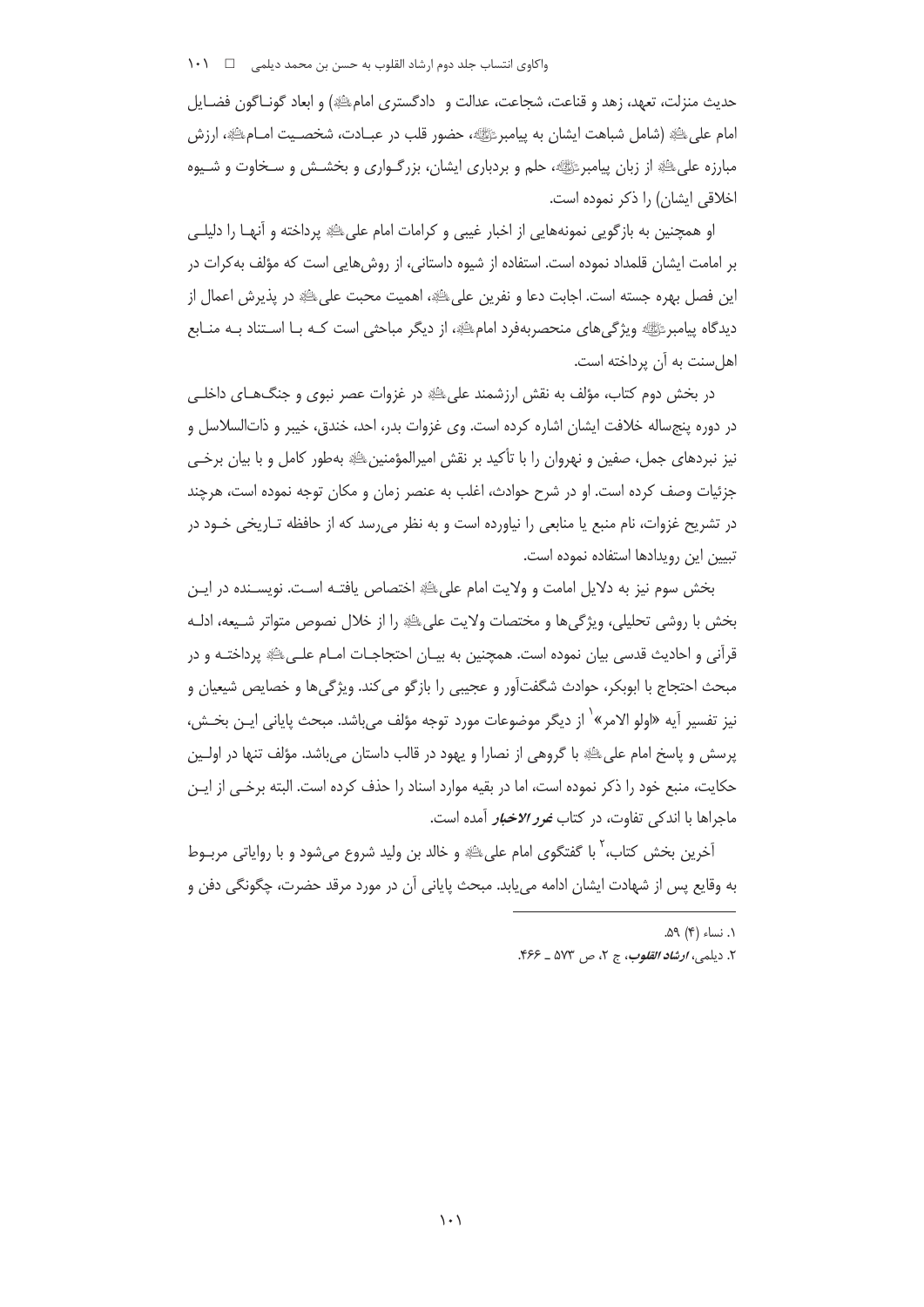حدیث منزلت، تعهد، زهد و قناعت، شجاعت، عدالت و دادگستری امام(ع)) و ابعاد گوناگون فضایل امام علی(ع) (شامل شباهت ایشان به پیامبر(ص)، حضور قلب در عبادت، شخصیت امام(ع)، ارزش مبارزه علی(ع) از زبان پیامبر(ص)، حلم و بردباری ایشان، بزرگواری و بخشش و سخاوت و شیوه اخلاقی ایشان) را ذکر نموده است.

او همچنین به بازگویی نمونه‌هایی از اخبار غیبی و کرامات امام علی(ع) پرداخته و آنها را دلیلی بر امامت ایشان قلمداد نموده است. استفاده از شیوه داستانی، از روش‌هایی است که مؤلف به‌کرات در این فصل بهره جسته است. اجابت دعا و نفرین علی(ع)، اهمیت محبت علی(ع) در پذیرش اعمال از دیدگاه پیامبر(ص) ویژگی‌های منحصربه‌فرد امام(ع)، از دیگر مباحثی است که با استناد به منابع اهل‌سنت به آن پرداخته است.

در بخش دوم کتاب، مؤلف به نقش ارزشمند علی(ع) در غزوات عصر نبوی و جنگ‌های داخلی در دوره پنج‌ساله خلافت ایشان اشاره کرده است. وی غزوات بدر، احد، خندق، خیبر و ذات‌السلاسل و نیز نبردهای جمل، صفین و نهروان را با تأکید بر نقش امیرالمؤمنین(ع) به‌طور کامل و با بیان برخی جزئیات وصف کرده است. او در شرح حوادث، اغلب به عنصر زمان و مکان توجه نموده است، هرچند در تشریح غزوات، نام منبع یا منابعی را نیاورده است و به نظر می‌رسد که از حافظه تاریخی خود در تبیین این رویدادها استفاده نموده است.

بخش سوم نیز به دلایل امامت و ولایت امام علی(ع) اختصاص یافته است. نویسنده در این بخش با روشی تحلیلی، ویژگی‌ها و مختصات ولایت علی(ع) را از خلال نصوص متواتر شیعه، ادله قرآنی و احادیث قدسی بیان نموده است. همچنین به بیان احتجاجات امام علی(ع) پرداخته و در مبحث احتجاج با ابوبکر، حوادث شگفت‌آور و عجیبی را بازگو می‌کند. ویژگی‌ها و خصایص شیعیان و نیز تفسیر آیه «اولو الامر»[1] از دیگر موضوعات مورد توجه مؤلف می‌باشد. مبحث پایانی این بخش، پرسش و پاسخ امام علی(ع) با گروهی از نصارا و یهود در قالب داستان می‌باشد. مؤلف تنها در اولین حکایت، منبع خود را ذکر نموده است، اما در بقیه موارد اسناد را حذف کرده است. البته برخی از این ماجراها با اندکی تفاوت، در کتاب *غرر الاخبار* آمده است.

آخرین بخش کتاب،[2] با گفتگوی امام علی(ع) و خالد بن ولید شروع می‌شود و با روایاتی مربوط به وقایع پس از شهادت ایشان ادامه می‌یابد. مبحث پایانی آن در مورد مرقد حضرت، چگونگی دفن و

---

۱. نساء (۴) ۵۹.

۲. دیلمی، *ارشاد القلوب*، ج ۲، ص ۵۷۳ ـ ۴۶۶.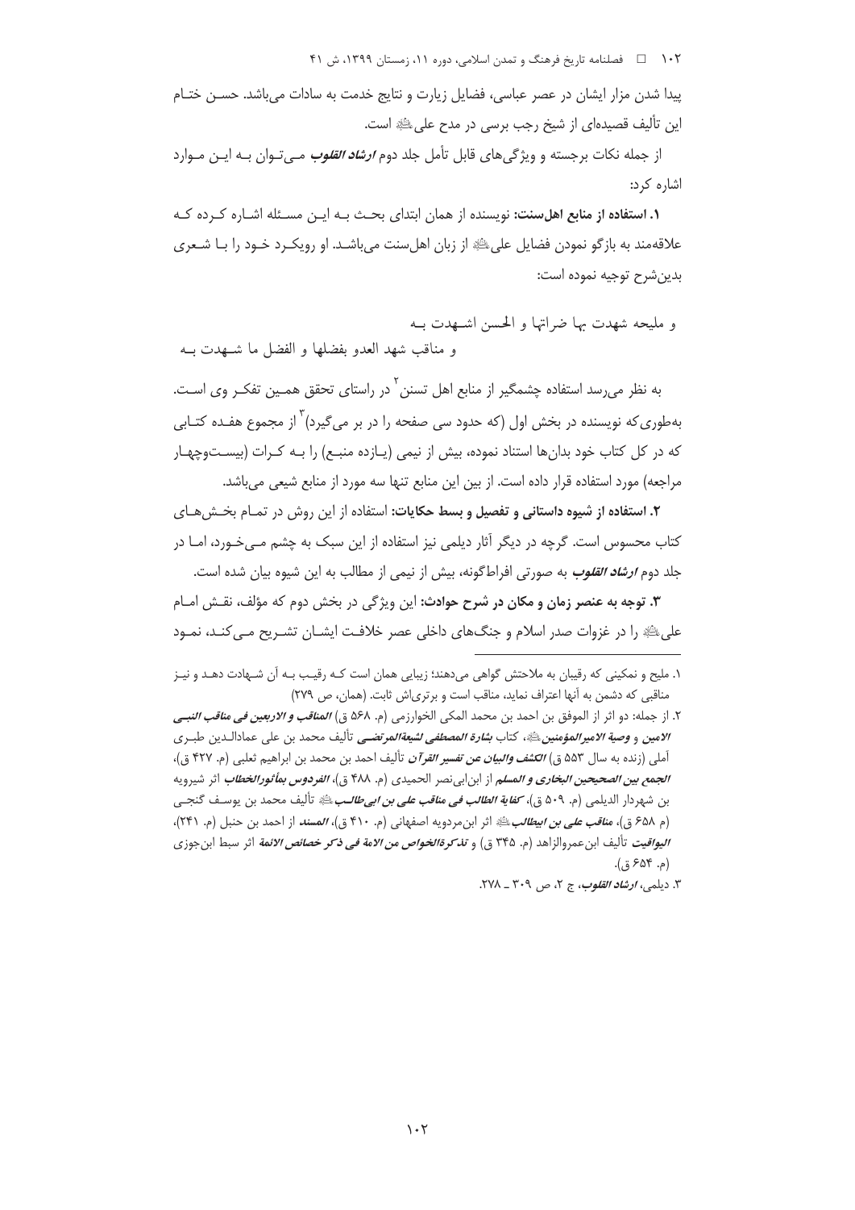پیدا شدن مزار ایشان در عصر عباسی، فضایل زیارت و نتایج خدمت به سادات می‌باشد. حسن ختام این تألیف قصیده‌ای از شیخ رجب برسی در مدح علی ﷺ است.

از جمله نکات برجسته و ویژگی‌های قابل تأمل جلد دوم ***ارشاد القلوب*** می‌توان به این موارد اشاره کرد:

**۱. استفاده از منابع اهل‌سنت:** نویسنده از همان ابتدای بحث به این مسئله اشاره کرده که علاقه‌مند به بازگو نمودن فضایل علی ﷺ از زبان اهل‌سنت می‌باشد. او رویکرد خود را با شعری بدین‌شرح توجیه نموده است:

و ملیحه شهدت بها ضراتها و الحسن اشهدت به

و مناقب شهد العدو بفضلها و الفضل ما شهدت به[1]

به نظر می‌رسد استفاده چشمگیر از منابع اهل تسنن[2] در راستای تحقق همین تفکر وی است. به‌طوری‌که نویسنده در بخش اول (که حدود سی صفحه را در بر می‌گیرد)[3] از مجموع هفده کتابی که در کل کتاب خود بدان‌ها استناد نموده، بیش از نیمی (یازده منبع) را به کرات (بیست‌وچهار مراجعه) مورد استفاده قرار داده است. از بین این منابع تنها سه مورد از منابع شیعی می‌باشد.

**۲. استفاده از شیوه داستانی و تفصیل و بسط حکایات:** استفاده از این روش در تمام بخش‌های کتاب محسوس است. گرچه در دیگر آثار دیلمی نیز استفاده از این سبک به چشم می‌خورد، اما در جلد دوم ***ارشاد القلوب*** به صورتی افراط‌گونه، بیش از نیمی از مطالب به این شیوه بیان شده است.

**۳. توجه به عنصر زمان و مکان در شرح حوادث:** این ویژگی در بخش دوم که مؤلف، نقش امام علی ﷺ را در غزوات صدر اسلام و جنگ‌های داخلی عصر خلافت ایشان تشریح می‌کند، نمود

---

۱. ملیح و نمکینی که رقیبان به ملاحتش گواهی می‌دهند؛ زیبایی همان است که رقیب به آن شهادت دهد و نیز مناقبی که دشمن به آنها اعتراف نماید، مناقب است و برتری‌اش ثابت. (همان، ص ۲۷۹)

۲. از جمله: دو اثر از الموفق بن احمد بن محمد المکی الخوارزمی (م. ۵۶۸ ق) ***المناقب و الاربعین فی مناقب النبی الامین*** و ***وصیة الامیرالمؤمنین*** ﷺ، کتاب ***بشارة المصطفی لشیعةالمرتضی*** تألیف محمد بن علی عمادالدین طبری آملی (زنده به سال ۵۵۳ ق) ***الکشف والبیان عن تفسیر القرآن*** تألیف احمد بن محمد بن ابراهیم ثعلبی (م. ۴۲۷ ق)، ***الجمع بین الصحیحین البخاری و المسلم*** از ابن‌ابی‌نصر الحمیدی (م. ۴۸۸ ق)، ***الفردوس بمأثورالخطاب*** اثر شیرویه بن شهردار الدیلمی (م. ۵۰۹ ق)، ***کفایة الطالب فی مناقب علی بن ابی‌طالب*** ﷺ تألیف محمد بن یوسف گنجی (م ۶۵۸ ق)، ***مناقب علی بن ابیطالب*** ﷺ اثر ابن‌مردویه اصفهانی (م. ۴۱۰ ق)، ***المسند*** از احمد بن حنبل (م. ۲۴۱)، ***الیواقیت*** تألیف ابن‌عمروالزاهد (م. ۳۴۵ ق) و ***تذکرةالخواص من الامة فی ذکر خصائص الائمة*** اثر سبط ابن‌جوزی (م. ۶۵۴ ق).

۳. دیلمی، ***ارشاد القلوب***، ج ۲، ص ۳۰۹ ـ ۲۷۸.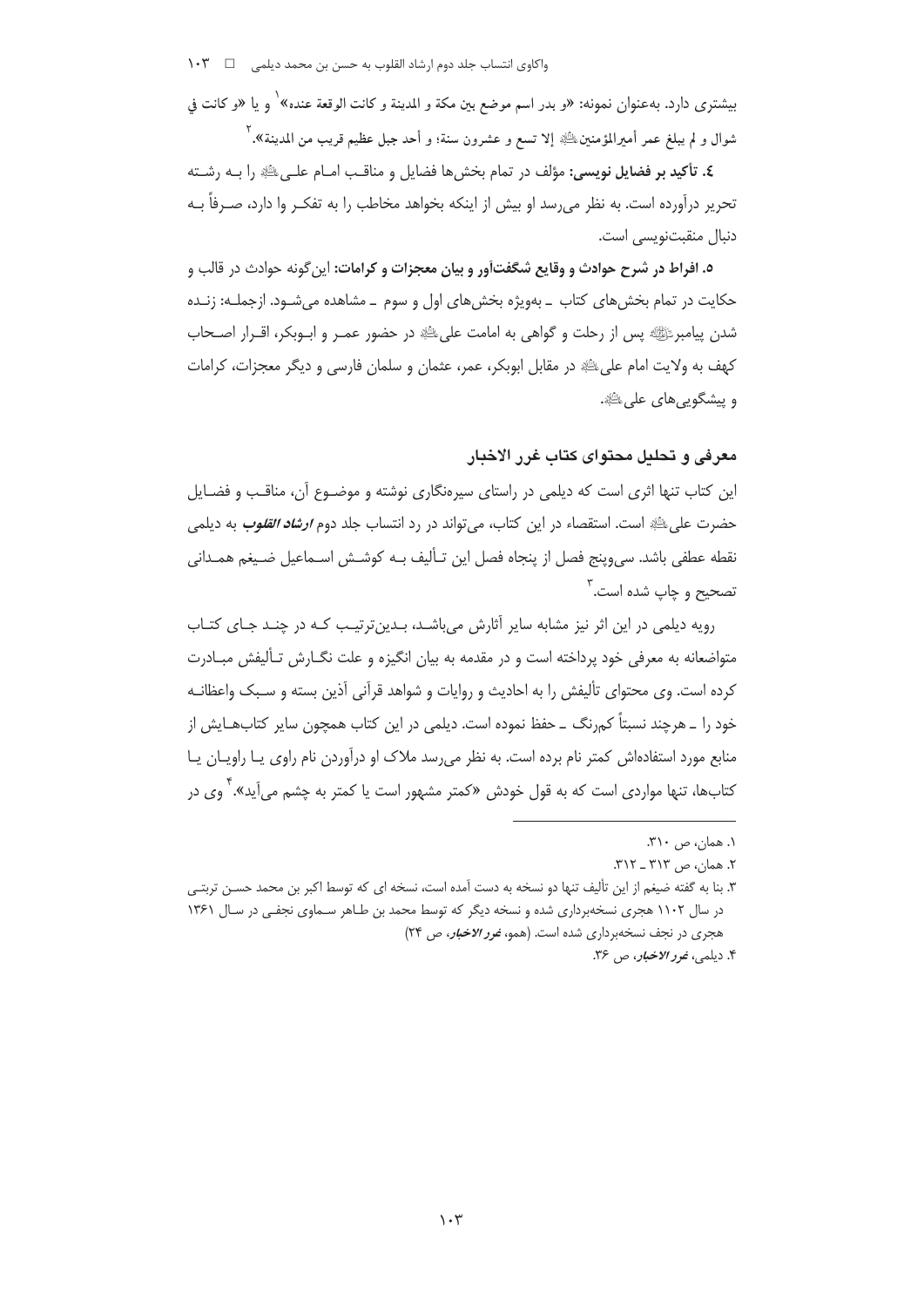بیشتری دارد. به‌عنوان نمونه: «و بدر اسم موضع بین مکة و المدینة و کانت الوقعة عنده»[1] و یا «و کانت فی شوال و لم یبلغ عمر أمیرالمؤمنین ﷺ إلا تسع و عشرون سنة؛ و أحد جبل عظیم قریب من المدینة».[2]

**٤. تأکید بر فضایل نویسی:** مؤلف در تمام بخش‌ها فضایل و مناقب امام علی ﷺ را به رشته تحریر درآورده است. به نظر می‌رسد او بیش از اینکه بخواهد مخاطب را به تفکر وا دارد، صرفاً به دنبال منقبت‌نویسی است.

**٥. افراط در شرح حوادث و وقایع شگفت‌آور و بیان معجزات و کرامات:** این‌گونه حوادث در قالب و حکایت در تمام بخش‌های کتاب ـ به‌ویژه بخش‌های اول و سوم ـ مشاهده می‌شود. ازجمله: زنده شدن پیامبر ﷺ پس از رحلت و گواهی به امامت علی ﷺ در حضور عمر و ابوبکر، اقرار اصحاب کهف به ولایت امام علی ﷺ در مقابل ابوبکر، عمر، عثمان و سلمان فارسی و دیگر معجزات، کرامات و پیشگویی‌های علی ﷺ.

## معرفی و تحلیل محتوای کتاب غرر الاخبار

این کتاب تنها اثری است که دیلمی در راستای سیره‌نگاری نوشته و موضوع آن، مناقب و فضایل حضرت علی ﷺ است. استقصاء در این کتاب، می‌تواند در رد انتساب جلد دوم *ارشاد القلوب* به دیلمی نقطه عطفی باشد. سی‌وپنج فصل از پنجاه فصل این تألیف به کوشش اسماعیل ضیغم همدانی تصحیح و چاپ شده است.[3]

رویه دیلمی در این اثر نیز مشابه سایر آثارش می‌باشد، بدین‌ترتیب که در چند جای کتاب متواضعانه به معرفی خود پرداخته است و در مقدمه به بیان انگیزه و علت نگارش تألیفش مبادرت کرده است. وی محتوای تألیفش را به احادیث و روایات و شواهد قرآنی آذین بسته و سبک واعظانه خود را ـ هرچند نسبتاً کم‌رنگ ـ حفظ نموده است. دیلمی در این کتاب همچون سایر کتاب‌هایش از منابع مورد استفاده‌اش کمتر نام برده است. به نظر می‌رسد ملاک او درآوردن نام راوی یا راویان یا کتاب‌ها، تنها مواردی است که به قول خودش «کمتر مشهور است یا کمتر به چشم می‌آید».[4] وی در

---

١. همان، ص ٣١٠.

٢. همان، ص ٣١٣ ـ ٣١٢.

٣. بنا به گفته ضیغم از این تألیف تنها دو نسخه به دست آمده است، نسخه ای که توسط اکبر بن محمد حسن تربتی در سال ١١٠٢ هجری نسخه‌برداری شده و نسخه دیگر که توسط محمد بن طاهر سماوی نجفی در سال ١٣٦١ هجری در نجف نسخه‌برداری شده است. (همو، *غرر الاخبار*، ص ٢٤)

٤. دیلمی، *غرر الاخبار*، ص ٣٦.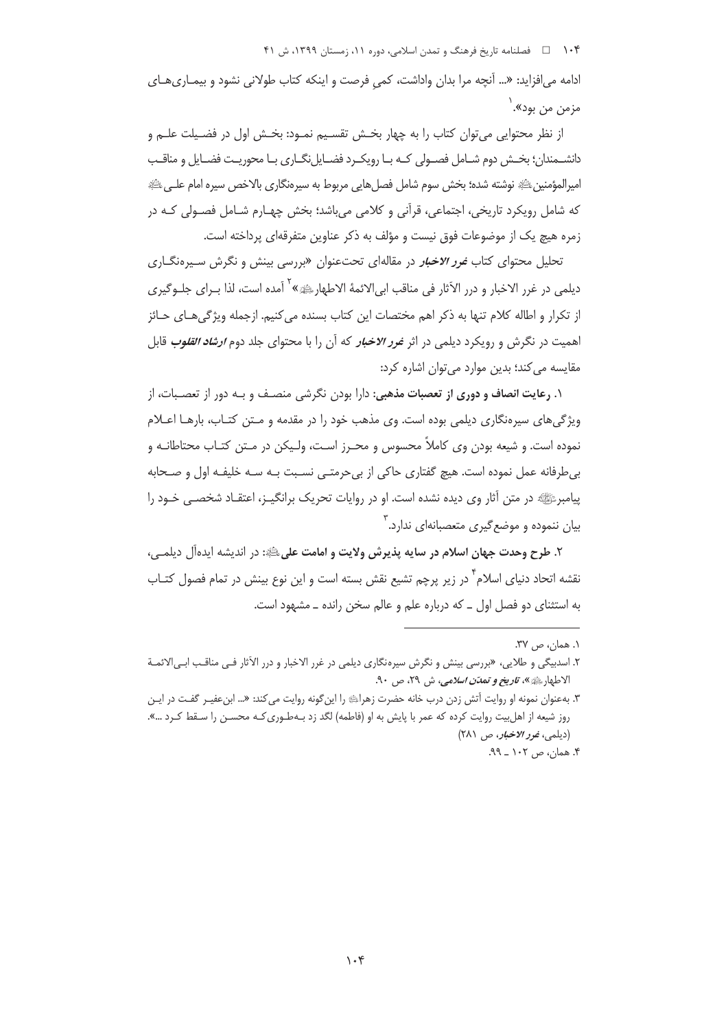ادامه می‌افزاید: «... آنچه مرا بدان واداشت، کمیِ فرصت و اینکه کتاب طولانی نشود و بیماری‌های مزمن من بود».[1]

از نظر محتوایی می‌توان کتاب را به چهار بخش تقسیم نمود: بخش اول در فضیلت علم و دانشمندان؛ بخش دوم شامل فصولی که با رویکرد فضایل‌نگاری با محوریت فضایل و مناقب امیرالمؤمنین علیه‌السلام نوشته شده؛ بخش سوم شامل فصل‌هایی مربوط به سیره‌نگاری بالاخص سیره امام علی علیه‌السلام که شامل رویکرد تاریخی، اجتماعی، قرآنی و کلامی می‌باشد؛ بخش چهارم شامل فصولی که در زمره هیچ یک از موضوعات فوق نیست و مؤلف به ذکر عناوین متفرقه‌ای پرداخته است.

تحلیل محتوای کتاب ***غرر الاخبار*** در مقاله‌ای تحت‌عنوان «بررسی بینش و نگرش سیره‌نگاری دیلمی در غرر الاخبار و درر الآثار فی مناقب ابی‌الائمة الاطهار علیهم‌السلام»[2] آمده است، لذا برای جلوگیری از تکرار و اطاله کلام تنها به ذکر اهم مختصات این کتاب بسنده می‌کنیم. ازجمله ویژگی‌های حائز اهمیت در نگرش و رویکرد دیلمی در اثر ***غرر الاخبار*** که آن را با محتوای جلد دوم ***ارشاد القلوب*** قابل مقایسه می‌کند؛ بدین موارد می‌توان اشاره کرد:

۱. **رعایت انصاف و دوری از تعصبات مذهبی:** دارا بودن نگرشی منصف و به دور از تعصبات، از ویژگی‌های سیره‌نگاری دیلمی بوده است. وی مذهب خود را در مقدمه و متن کتاب، بارها اعلام نموده است. و شیعه بودن وی کاملاً محسوس و محرز است، ولیکن در متن کتاب محتاطانه و بی‌طرفانه عمل نموده است. هیچ گفتاری حاکی از بی‌حرمتی نسبت به سه خلیفه اول و صحابه پیامبر صلی‌الله‌علیه‌وآله در متن آثار وی دیده نشده است. او در روایات تحریک برانگیز، اعتقاد شخصی خود را بیان ننموده و موضع‌گیری متعصبانه‌ای ندارد.[3]

۲. **طرح وحدت جهان اسلام در سایه پذیرش ولایت و امامت علی علیه‌السلام:** در اندیشه ایده‌آل دیلمی، نقشه اتحاد دنیای اسلام[4] در زیر پرچم تشیع نقش بسته است و این نوع بینش در تمام فصول کتاب به استثنای دو فصل اول ـ که درباره علم و عالم سخن رانده ـ مشهود است.

---

۱. همان، ص ۳۷.

۲. اسدبیگی و طلایی، «بررسی بینش و نگرش سیره‌نگاری دیلمی در غرر الاخبار و درر الآثار فی مناقب ابی‌الائمة الاطهار علیهم‌السلام»، *تاریخ و تمدن اسلامی*، ش ۲۹، ص ۹۰.

۳. به‌عنوان نمونه او روایت آتش زدن درب خانه حضرت زهرا علیهاالسلام را این‌گونه روایت می‌کند: «... ابن‌عفیر گفت در این روز شیعه از اهل‌بیت روایت کرده که عمر با پایش به او (فاطمه) لگد زد به‌طوری‌که محسن را سقط کرد ...». (دیلمی، *غرر الاخبار*، ص ۲۸۱)

۴. همان، ص ۱۰۲ ـ ۹۹.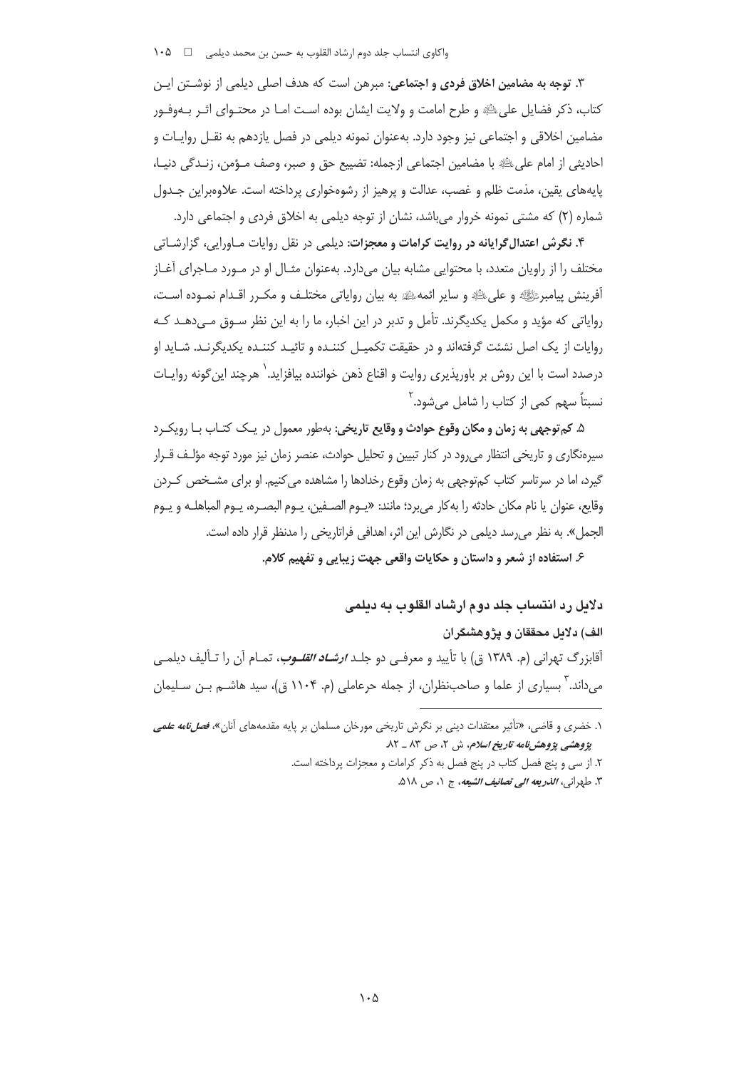۳. **توجه به مضامین اخلاق فردی و اجتماعی:** مبرهن است که هدف اصلی دیلمی از نوشتن این کتاب، ذکر فضایل علی‌ﷺ و طرح امامت و ولایت ایشان بوده است اما در محتوای اثر به‌وفور مضامین اخلاقی و اجتماعی نیز وجود دارد. به‌عنوان نمونه دیلمی در فصل یازدهم به نقل روایات و احادیثی از امام علی‌ﷺ با مضامین اجتماعی ازجمله: تضییع حق و صبر، وصف مؤمن، زندگی دنیا، پایه‌های یقین، مذمت ظلم و غصب، عدالت و پرهیز از رشوه‌خواری پرداخته است. علاوه‌براین جدول شماره (۲) که مشتی نمونه خروار می‌باشد، نشان از توجه دیلمی به اخلاق فردی و اجتماعی دارد.

۴. **نگرش اعتدال‌گرایانه در روایت کرامات و معجزات:** دیلمی در نقل روایات ماورایی، گزارشاتی مختلف را از راویان متعدد، با محتوایی مشابه بیان می‌دارد. به‌عنوان مثال او در مورد ماجرای آغاز آفرینش پیامبرﷺ و علی‌ﷺ و سایر ائمهﷺ به بیان روایاتی مختلف و مکرر اقدام نموده است، روایاتی که مؤید و مکمل یکدیگرند. تأمل و تدبر در این اخبار، ما را به این نظر سوق می‌دهد که روایات از یک اصل نشئت گرفته‌اند و در حقیقت تکمیل کننده و تائید کننده یکدیگرند. شاید او درصدد است با این روش بر باورپذیری روایت و اقناع ذهن خواننده بیافزاید.[۱] هرچند این‌گونه روایات نسبتاً سهم کمی از کتاب را شامل می‌شود.[۲]

۵. **کم‌توجهی به زمان و مکان وقوع حوادث و وقایع تاریخی:** به‌طور معمول در یک کتاب با رویکرد سیره‌نگاری و تاریخی انتظار می‌رود در کنار تبیین و تحلیل حوادث، عنصر زمان نیز مورد توجه مؤلف قرار گیرد، اما در سرتاسر کتاب کم‌توجهی به زمان وقوع رخدادها را مشاهده می‌کنیم. او برای مشخص کردن وقایع، عنوان یا نام مکان حادثه را به‌کار می‌برد؛ مانند: «یوم الصفین، یوم البصره، یوم المباهله و یوم الجمل». به نظر می‌رسد دیلمی در نگارش این اثر، اهدافی فراتاریخی را مدنظر قرار داده است.

۶. **استفاده از شعر و داستان و حکایات واقعی جهت زیبایی و تفهیم کلام.**

## دلایل رد انتساب جلد دوم ارشاد القلوب به دیلمی

### الف) دلایل محققان و پژوهشگران

آقابزرگ تهرانی (م. ۱۳۸۹ ق) با تأیید و معرفی دو جلد *ارشاد القلوب*، تمام آن را تألیف دیلمی می‌داند.[۳] بسیاری از علما و صاحب‌نظران، از جمله حرعاملی (م. ۱۱۰۴ ق)، سید هاشم بن سلیمان

---

۱. خضری و قاضی، «تأثیر معتقدات دینی بر نگرش تاریخی مورخان مسلمان بر پایه مقدمه‌های آنان»، ***فصل‌نامه علمی پژوهشی پژوهش‌نامه تاریخ اسلام***، ش ۲، ص ۸۳ ـ ۸۲.

۲. از سی و پنج فصل کتاب در پنج فصل به ذکر کرامات و معجزات پرداخته است.

۳. طهرانی، ***الذریعه الی تصانیف الشیعه***، ج ۱، ص ۵۱۸.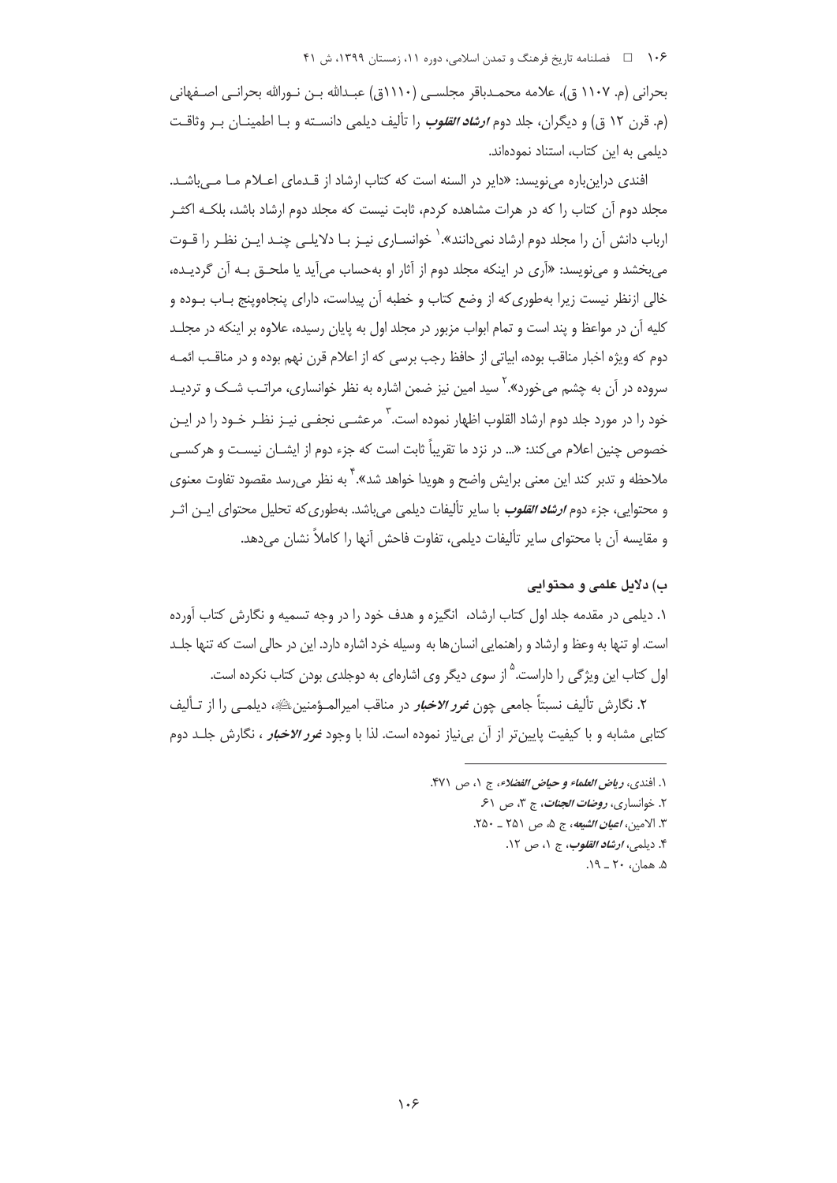بحرانی (م. ۱۱۰۷ ق)، علامه محمدباقر مجلسی (۱۱۱۰ق) عبدالله بن نورالله بحرانی اصفهانی (م. قرن ۱۲ ق) و دیگران، جلد دوم ***ارشاد القلوب*** را تألیف دیلمی دانسته و با اطمینان بر وثاقت دیلمی به این کتاب، استناد نموده‌اند.

افندی دراین‌باره می‌نویسد: «دایر در السنه است که کتاب ارشاد از قدمای اعلام ما می‌باشد. مجلد دوم آن کتاب را که در هرات مشاهده کردم، ثابت نیست که مجلد دوم ارشاد باشد، بلکه اکثر ارباب دانش آن را مجلد دوم ارشاد نمی‌دانند».[1] خوانساری نیز با دلایلی چند این نظر را قوت می‌بخشد و می‌نویسد: «آری در اینکه مجلد دوم از آثار او به‌حساب می‌آید یا ملحق به آن گردیده، خالی ازنظر نیست زیرا به‌طوری‌که از وضع کتاب و خطبه آن پیداست، دارای پنجاه‌وپنج باب بوده و کلیه آن در مواعظ و پند است و تمام ابواب مزبور در مجلد اول به پایان رسیده، علاوه بر اینکه در مجلد دوم که ویژه اخبار مناقب بوده، ابیاتی از حافظ رجب برسی که از اعلام قرن نهم بوده و در مناقب ائمه سروده در آن به چشم می‌خورد».[2] سید امین نیز ضمن اشاره به نظر خوانساری، مراتب شک و تردید خود را در مورد جلد دوم ارشاد القلوب اظهار نموده است.[3] مرعشی نجفی نیز نظر خود را در این خصوص چنین اعلام می‌کند: «... در نزد ما تقریباً ثابت است که جزء دوم از ایشان نیست و هرکسی ملاحظه و تدبر کند این معنی برایش واضح و هویدا خواهد شد».[4] به نظر می‌رسد مقصود تفاوت معنوی و محتوایی، جزء دوم ***ارشاد القلوب*** با سایر تألیفات دیلمی می‌باشد. به‌طوری‌که تحلیل محتوای این اثر و مقایسه آن با محتوای سایر تألیفات دیلمی، تفاوت فاحش آنها را کاملاً نشان می‌دهد.

### ب) دلایل علمی و محتوایی

۱. دیلمی در مقدمه جلد اول کتاب ارشاد، انگیزه و هدف خود را در وجه تسمیه و نگارش کتاب آورده است. او تنها به وعظ و ارشاد و راهنمایی انسان‌ها به وسیله خرد اشاره دارد. این در حالی است که تنها جلد اول کتاب این ویژگی را داراست.[5] از سوی دیگر وی اشاره‌ای به دوجلدی بودن کتاب نکرده است.

۲. نگارش تألیف نسبتاً جامعی چون ***غرر الاخبار*** در مناقب امیرالمؤمنین، دیلمی را از تألیف کتابی مشابه و با کیفیت پایین‌تر از آن بی‌نیاز نموده است. لذا با وجود ***غرر الاخبار*** ، نگارش جلد دوم

---

۱. افندی، ***ریاض العلماء و حیاض الفضلاء***، ج ۱، ص ۴۷۱.

۲. خوانساری، ***روضات الجنات***، ج ۳، ص ۶۱.

۳. الامین، ***اعیان الشیعه***، ج ۵، ص ۲۵۱ ـ ۲۵۰.

۴. دیلمی، ***ارشاد القلوب***، ج ۱، ص ۱۲.

۵. همان، ۲۰ ـ ۱۹.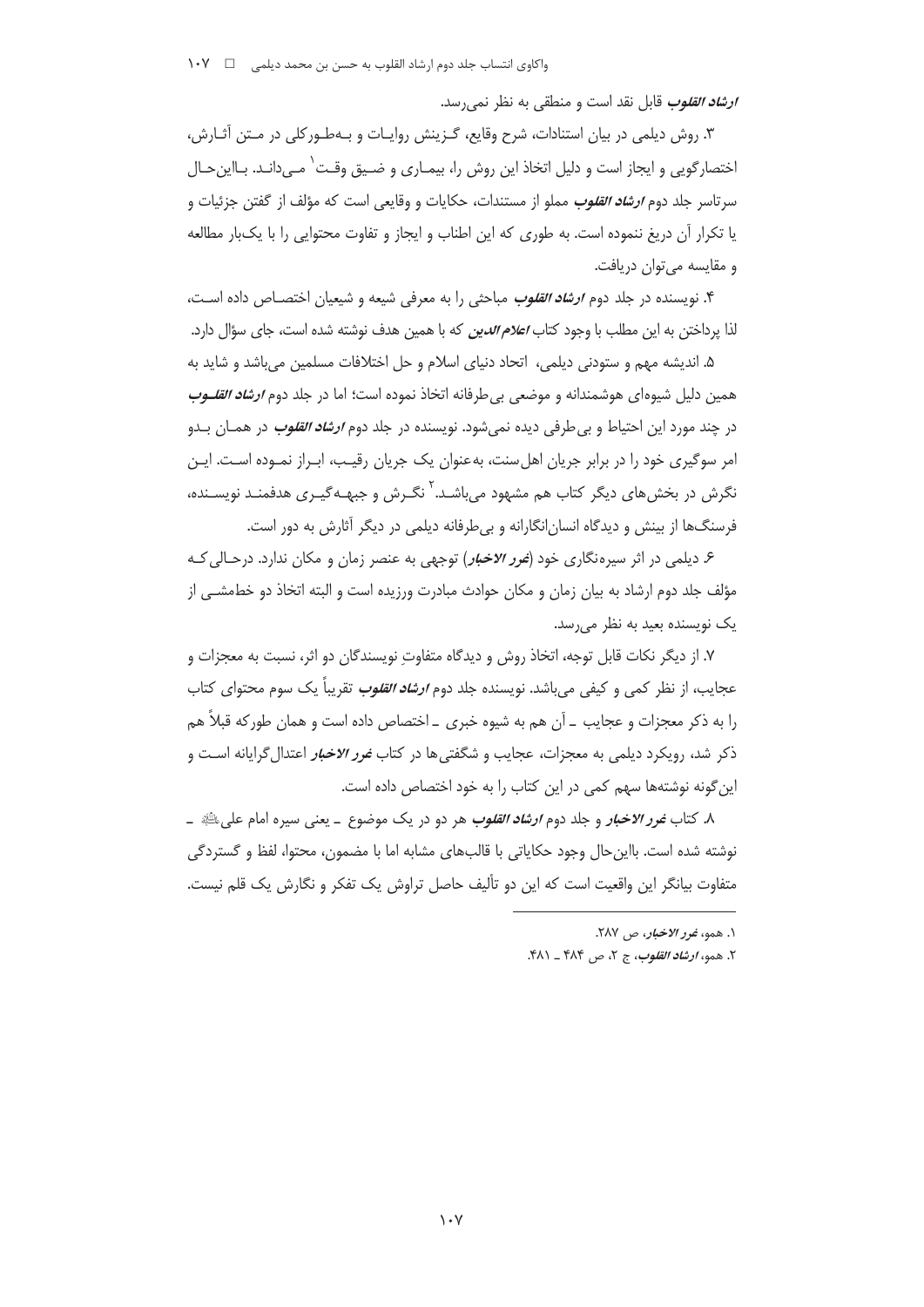***ارشاد القلوب*** قابل نقد است و منطقی به نظر نمی‌رسد.

۳. روش دیلمی در بیان استنادات، شرح وقایع، گـزینش روایـات و بـه‌طـورکلی در مـتن آثـارش، اختصارگویی و ایجاز است و دلیل اتخاذ این روش را، بیمـاری و ضـیق وقـت[1] مـی‌دانـد. بـااین‌حـال سرتاسر جلد دوم ***ارشاد القلوب*** مملو از مستندات، حکایات و وقایعی است که مؤلف از گفتن جزئیات و یا تکرار آن دریغ ننموده است. به طوری که این اطناب و ایجاز و تفاوت محتوایی را با یک‌بار مطالعه و مقایسه می‌توان دریافت.

۴. نویسنده در جلد دوم ***ارشاد القلوب*** مباحثی را به معرفی شیعه و شیعیان اختصـاص داده اسـت، لذا پرداختن به این مطلب با وجود کتاب ***اعلام الدین*** که با همین هدف نوشته شده است، جای سؤال دارد.

۵. اندیشه مهم و ستودنی دیلمی، اتحاد دنیای اسلام و حل اختلافات مسلمین می‌باشد و شاید به همین دلیل شیوه‌ای هوشمندانه و موضعی بی‌طرفانه اتخاذ نموده است؛ اما در جلد دوم ***ارشاد القلـوب*** در چند مورد این احتیاط و بی‌طرفی دیده نمی‌شود. نویسنده در جلد دوم ***ارشاد القلوب*** در همـان بـدو امر سوگیری خود را در برابر جریان اهل‌سنت، به‌عنوان یک جریان رقیـب، ابـراز نمـوده اسـت. ایـن نگرش در بخش‌های دیگر کتاب هم مشهود می‌باشـد.[2] نگـرش و جبهـه‌گیـری هدفمنـد نویسـنده، فرسنگ‌ها از بینش و دیدگاه انسان‌انگارانه و بی‌طرفانه دیلمی در دیگر آثارش به دور است.

۶. دیلمی در اثر سیره‌نگاری خود (***غرر الاخبار***) توجهی به عنصر زمان و مکان ندارد. درحـالی کـه مؤلف جلد دوم ارشاد به بیان زمان و مکان حوادث مبادرت ورزیده است و البته اتخاذ دو خط‌مشـی از یک نویسنده بعید به نظر می‌رسد.

۷. از دیگر نکات قابل توجه، اتخاذ روش و دیدگاه متفاوتِ نویسندگان دو اثر، نسبت به معجزات و عجایب، از نظر کمی و کیفی می‌باشد. نویسنده جلد دوم ***ارشاد القلوب*** تقریباً یک سوم محتوای کتاب را به ذکر معجزات و عجایب ـ آن هم به شیوه خبری ـ اختصاص داده است و همان طورکه قبلاً هم ذکر شد، رویکرد دیلمی به معجزات، عجایب و شگفتی‌ها در کتاب ***غرر الاخبار*** اعتدال‌گرایانه اسـت و این‌گونه نوشته‌ها سهم کمی در این کتاب را به خود اختصاص داده است.

۸. کتاب ***غرر الاخبار*** و جلد دوم ***ارشاد القلوب*** هر دو در یک موضوع ـ یعنی سیره امام علی‌ؑ ـ نوشته شده است. بااین‌حال وجود حکایاتی با قالب‌های مشابه اما با مضمون، محتوا، لفظ و گستردگی متفاوت بیانگر این واقعیت است که این دو تألیف حاصل تراوش یک تفکر و نگارش یک قلم نیست.

---

۱. همو، *غرر الاخبار*، ص ۲۸۷.

۲. همو، *ارشاد القلوب*، ج ۲، ص ۴۸۴ ـ ۴۸۱.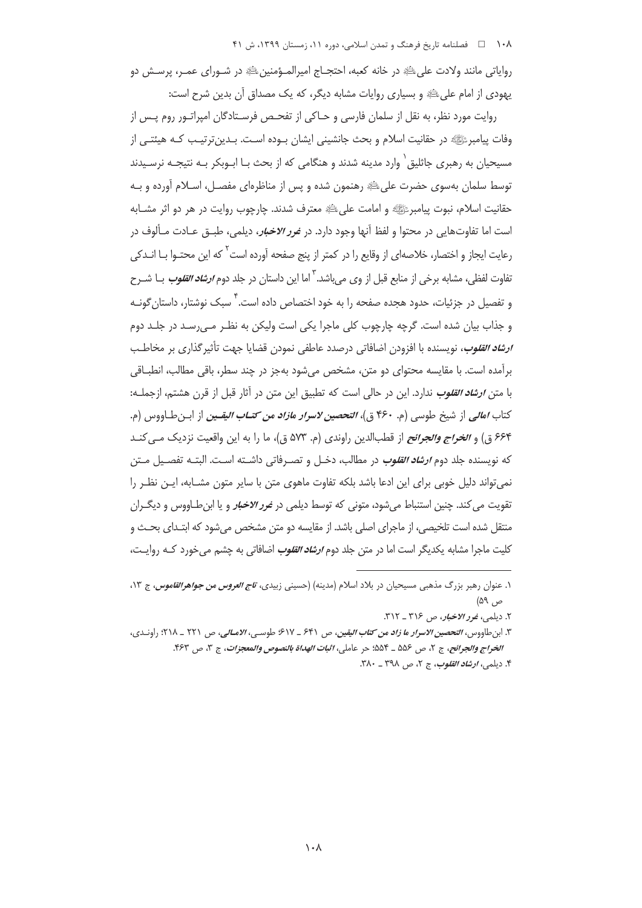روایاتی مانند ولادت علی﵇ در خانه کعبه، احتجاج امیرالمؤمنین﵇ در شورای عمر، پرسش دو یهودی از امام علی﵇ و بسیاری روایات مشابه دیگر، که یک مصداق آن بدین شرح است:

روایت مورد نظر، به نقل از سلمان فارسی و حاکی از تفحص فرستادگان امپراتور روم پس از وفات پیامبرﷺ در حقانیت اسلام و بحث جانشینی ایشان بوده است. بدین‌ترتیب که هیئتی از مسیحیان به رهبری جاثلیق[1] وارد مدینه شدند و هنگامی که از بحث با ابوبکر به نتیجه نرسیدند توسط سلمان به‌سوی حضرت علی﵇ رهنمون شده و پس از مناظره‌ای مفصل، اسلام آورده و به حقانیت اسلام، نبوت پیامبرﷺ و امامت علی﵇ معترف شدند. چارچوب روایت در هر دو اثر مشابه است اما تفاوت‌هایی در محتوا و لفظ آنها وجود دارد. در ***غرر الاخبار***، دیلمی، طبق عادت مألوف در رعایت ایجاز و اختصار، خلاصه‌ای از وقایع را در کمتر از پنج صفحه آورده است[2] که این محتوا با اندکی تفاوت لفظی، مشابه برخی از منابع قبل از وی می‌باشد.[3] اما این داستان در جلد دوم ***ارشاد القلوب*** با شرح و تفصیل در جزئیات، حدود هجده صفحه صفحه را به خود اختصاص داده است.[4] سبک نوشتار، داستان‌گونه و جذاب بیان شده است. گرچه چارچوب کلی ماجرا یکی است ولیکن به نظر می‌رسد در جلد دوم ***ارشاد القلوب***، نویسنده با افزودن اضافاتی درصدد عاطفی نمودن قضایا جهت تأثیرگذاری بر مخاطب برآمده است. با مقایسه محتوای دو متن، مشخص می‌شود به‌جز در چند سطر، باقی مطالب، انطباقی با متن ***ارشاد القلوب*** ندارد. این در حالی است که تطبیق این متن در آثار قبل از قرن هشتم، ازجمله: کتاب ***امالی*** از شیخ طوسی (م. ۴۶۰ ق)، ***التحصین لاسرار مازاد من کتاب الیقین*** از ابن‌طاووس (م. ۶۶۴ ق) و ***الخراج والجرائح*** از قطب‌الدین راوندی (م. ۵۷۳ ق)، ما را به این واقعیت نزدیک می‌کند که نویسنده جلد دوم ***ارشاد القلوب*** در مطالب، دخل و تصرفاتی داشته است. البته تفصیل متن نمی‌تواند دلیل خوبی برای این ادعا باشد بلکه تفاوت ماهوی متن با سایر متون مشابه، این نظر را تقویت می‌کند. چنین استنباط می‌شود، متونی که توسط دیلمی در ***غرر الاخبار*** و یا ابن‌طاووس و دیگران منتقل شده است تلخیصی، از ماجرای اصلی باشد. از مقایسه دو متن مشخص می‌شود که ابتدای بحث و کلیت ماجرا مشابه یکدیگر است اما در متن جلد دوم ***ارشاد القلوب*** اضافاتی به چشم می‌خورد که روایت،

---

۱. عنوان رهبر بزرگ مذهبی مسیحیان در بلاد اسلام (مدینه) (حسینی زبیدی، ***تاج العروس من جواهرالقاموس***، ج ۱۳، ص ۵۹)

۲. دیلمی، ***غرر الاخبار***، ص ۳۱۶ ـ ۳۱۲.

۳. ابن‌طاووس، ***التحصین الاسرار ما زاد من کتاب الیقین***، ص ۶۴۱ ـ ۶۱۷؛ طوسی، ***الامالی***، ص ۲۲۱ ـ ۲۱۸؛ راوندی، ***الخراج والجرائح***، ج ۲، ص ۵۵۶ ـ ۵۵۴؛ حر عاملی، ***اثبات الهداة بالنصوص والمعجزات***، ج ۳، ص ۴۶۳.

۴. دیلمی، ***ارشاد القلوب***، ج ۲، ص ۳۹۸ ـ ۳۸۰.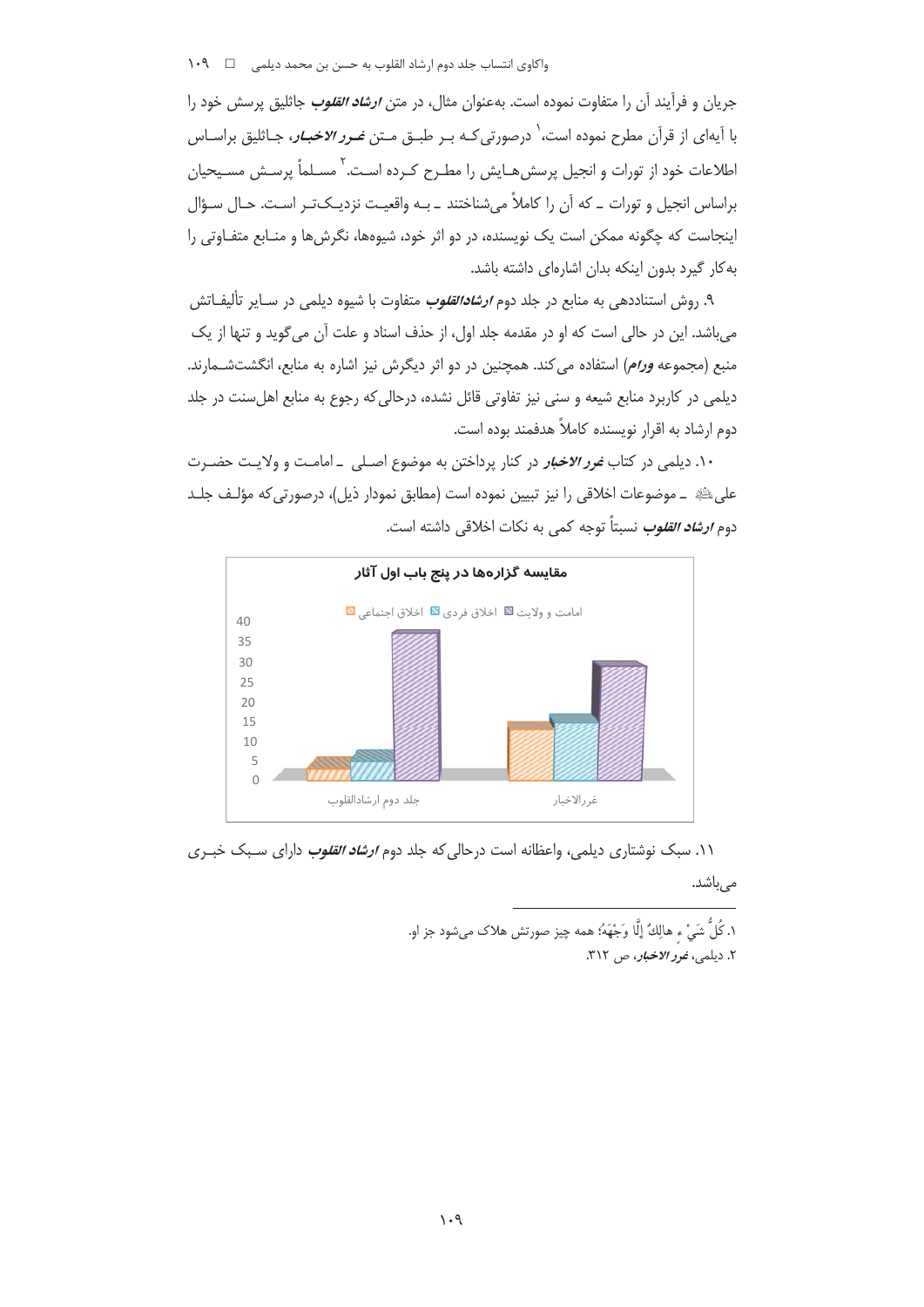جریان و فرآیند آن را متفاوت نموده است. به‌عنوان مثال، در متن ***ارشاد القلوب*** جاثلیق پرسش خود را با آیه‌ای از قرآن مطرح نموده است،[1] درصورتی‌که بر طبق متن ***غرر الاخبار***، جاثلیق براساس اطلاعات خود از تورات و انجیل پرسش‌هایش را مطرح کرده است.[2] مسلماً پرسش مسیحیان براساس انجیل و تورات ـ که آن را کاملاً می‌شناختند ـ به واقعیت نزدیک‌تر است. حال سؤال اینجاست که چگونه ممکن است یک نویسنده، در دو اثر خود، شیوه‌ها، نگرش‌ها و منابع متفاوتی را به‌کار گیرد بدون اینکه بدان اشاره‌ای داشته باشد.

۹. روش استناددهی به منابع در جلد دوم ***ارشادالقلوب*** متفاوت با شیوه دیلمی در سایر تألیفاتش می‌باشد. این در حالی است که او در مقدمه جلد اول، از حذف اسناد و علت آن می‌گوید و تنها از یک منبع (مجموعه ***ورام***) استفاده می‌کند. همچنین در دو اثر دیگرش نیز اشاره به منابع، انگشت‌شمارند. دیلمی در کاربرد منابع شیعه و سنی نیز تفاوتی قائل نشده، درحالی‌که رجوع به منابع اهل‌سنت در جلد دوم ارشاد به اقرار نویسنده کاملاً هدفمند بوده است.

۱۰. دیلمی در کتاب ***غرر الاخبار*** در کنار پرداختن به موضوع اصلی ـ امامت و ولایت حضرت علی ﷺ ـ موضوعات اخلاقی را نیز تبیین نموده است (مطابق نمودار ذیل)، درصورتی‌که مؤلف جلد دوم ***ارشاد القلوب*** نسبتاً توجه کمی به نکات اخلاقی داشته است.

**مقایسه گزاره‌ها در پنج باب اول آثار**

| | اخلاق اجتماعی | اخلاق فردی | امامت و ولایت |
|---|---|---|---|
| جلد دوم ارشادالقلوب | 2 | 4 | 37 |
| غررالاخبار | 13 | 14 | 28 |

۱۱. سبک نوشتاری دیلمی، واعظانه است درحالی‌که جلد دوم ***ارشاد القلوب*** دارای سبک خبری می‌باشد.

---

۱. كُلُّ شَيْءٍ هالِكٌ إِلَّا وَجْهَهُ؛ همه چیز صورتش هلاک می‌شود جز او.

۲. دیلمی، ***غرر الاخبار***، ص ۳۱۲.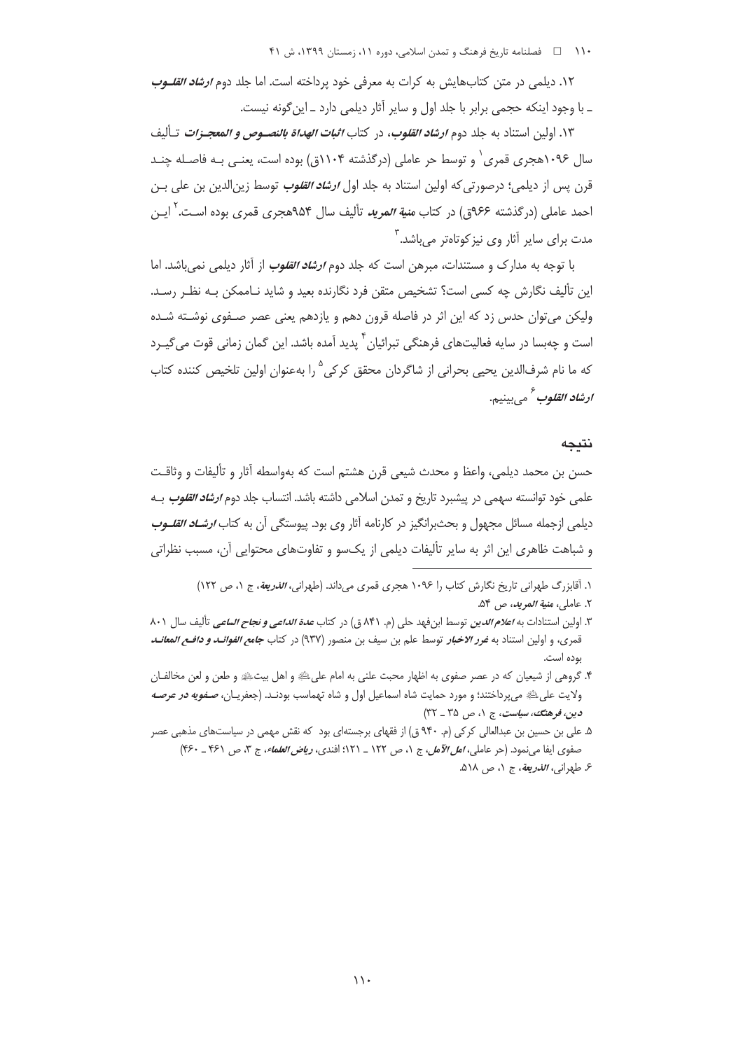۱۲. دیلمی در متن کتاب‌هایش به کرات به معرفی خود پرداخته است. اما جلد دوم ***ارشاد القلـوب*** ـ با وجود اینکه حجمی برابر با جلد اول و سایر آثار دیلمی دارد ـ این‌گونه نیست.

۱۳. اولین استناد به جلد دوم ***ارشاد القلوب***، در کتاب ***اثبات الهداة بالنصـوص و المعجـزات*** تـألیف سال ۱۰۹۶هجری قمری[۱] و توسط حر عاملی (درگذشته ۱۱۰۴ق) بوده است، یعنـی بـه فاصـله چنـد قرن پس از دیلمی؛ درصورتی‌که اولین استناد به جلد اول ***ارشاد القلوب*** توسط زین‌الدین بن علی بـن احمد عاملی (درگذشته ۹۶۶ق) در کتاب ***منیة المرید*** تألیف سال ۹۵۴هجری قمری بوده اسـت.[۲] ایـن مدت برای سایر آثار وی نیزکوتاه‌تر می‌باشد.[۳]

با توجه به مدارک و مستندات، مبرهن است که جلد دوم ***ارشاد القلوب*** از آثار دیلمی نمی‌باشد. اما این تألیف نگارش چه کسی است؟ تشخیص متقن فرد نگارنده بعید و شاید نـاممکن بـه نظـر رسـد. ولیکن می‌توان حدس زد که این اثر در فاصله قرون دهم و یازدهم یعنی عصر صـفوی نوشـته شـده است و چه‌بسا در سایه فعالیت‌های فرهنگی تبرائیان[۴] پدید آمده باشد. این گمان زمانی قوت می‌گیـرد که ما نام شرف‌الدین یحیی بحرانی از شاگردان محقق کرکی[۵] را به‌عنوان اولین تلخیص کننده کتاب ***ارشاد القلوب***[۶] می‌بینیم.

## نتیجه

حسن بن محمد دیلمی، واعظ و محدث شیعی قرن هشتم است که به‌واسطه آثار و تألیفات و وثاقـت علمی خود توانسته سهمی در پیشبرد تاریخ و تمدن اسلامی داشته باشد. انتساب جلد دوم ***ارشاد القلوب*** بـه دیلمی ازجمله مسائل مجهول و بحث‌برانگیز در کارنامه آثار وی بود. پیوستگی آن به کتاب ***ارشـاد القلـوب*** و شباهت ظاهری این اثر به سایر تألیفات دیلمی از یک‌سو و تفاوت‌های محتوایی آن، مسبب نظراتی

---

۱. آقابزرگ طهرانی تاریخ نگارش کتاب را ۱۰۹۶ هجری قمری می‌داند. (طهرانی، ***الذریعة***، ج ۱، ص ۱۲۲)

۲. عاملی، ***منیة المرید***، ص ۵۴.

۳. اولین استنادات به ***اعلام الدین*** توسط ابن‌فهد حلی (م. ۸۴۱ ق) در کتاب ***عدة الداعی و نجاح الساعی*** تألیف سال ۸۰۱ قمری، و اولین استناد به ***غرر الاخبار*** توسط علم بن سیف بن منصور (۹۳۷) در کتاب ***جامع الفوائـد و دافـع المعانـد*** بوده است.

۴. گروهی از شیعیان که در عصر صفوی به اظهار محبت علنی به امام علی‌ﷺ و اهل بیت‌ﷺ و طعن و لعن مخالفـان ولایت علی‌ﷺ می‌پرداختند؛ و مورد حمایت شاه اسماعیل اول و شاه تهماسب بودنـد. (جعفریـان، ***صـفویه در عرصـه دین، فرهنگ، سیاست***، ج ۱، ص ۳۵ ـ ۳۲)

۵. علی بن حسین بن عبدالعالی کرکی (م. ۹۴۰ ق) از فقهای برجسته‌ای بود که نقش مهمی در سیاست‌های مذهبی عصر صفوی ایفا می‌نمود. (حر عاملی، ***امل الآمل***، ج ۱، ص ۱۲۲ ـ ۱۲۱؛ افندی، ***ریاض العلماء***، ج ۳، ص ۴۶۱ ـ ۴۶۰)

۶. طهرانی، ***الذریعة***، ج ۱، ص ۵۱۸.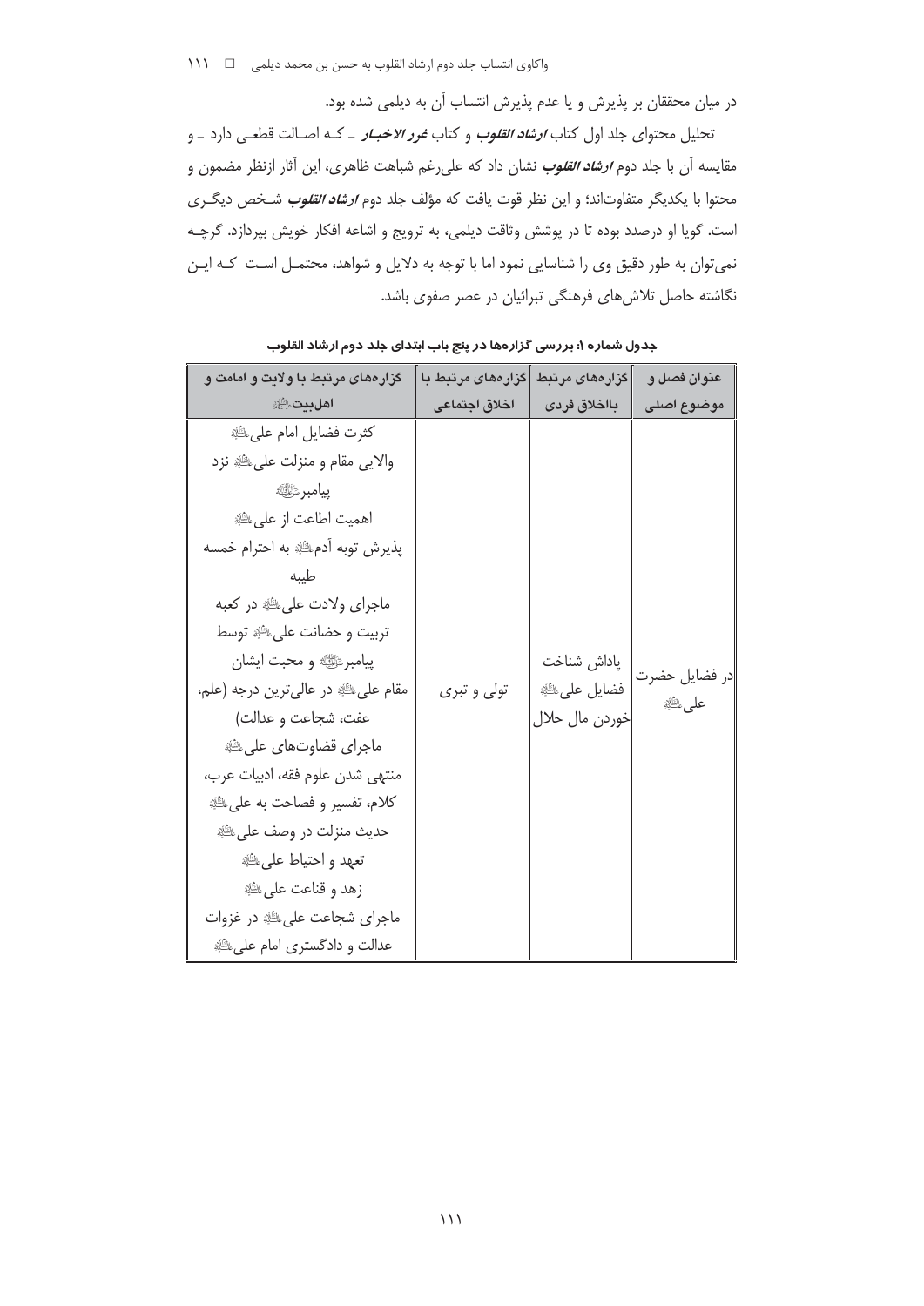در میان محققان بر پذیرش و یا عدم پذیرش انتساب آن به دیلمی شده بود.

تحلیل محتوای جلد اول کتاب ***ارشاد القلوب*** و کتاب ***غرر الاخبار*** ـ که اصالت قطعی دارد ـ و مقایسه آن با جلد دوم ***ارشاد القلوب*** نشان داد که علی‌رغم شباهت ظاهری، این آثار ازنظر مضمون و محتوا با یکدیگر متفاوت‌اند؛ و این نظر قوت یافت که مؤلف جلد دوم ***ارشاد القلوب*** شخص دیگری است. گویا او درصدد بوده تا در پوشش وثاقت دیلمی، به ترویج و اشاعه افکار خویش بپردازد. گرچه نمی‌توان به طور دقیق وی را شناسایی نمود اما با توجه به دلایل و شواهد، محتمل است که این نگاشته حاصل تلاش‌های فرهنگی تبرائیان در عصر صفوی باشد.

**جدول شماره ۱: بررسی گزاره‌ها در پنج باب ابتدای جلد دوم ارشاد القلوب**

| عنوان فصل و موضوع اصلی | گزاره‌های مرتبط بااخلاق فردی | گزاره‌های مرتبط با اخلاق اجتماعی | گزاره‌های مرتبط با ولایت و امامت و اهل‌بیت علیهم‌السلام |
|---|---|---|---|
| در فضایل حضرت علی علیه‌السلام | پاداش شناخت فضایل علی علیه‌السلام<br>خوردن مال حلال | تولی و تبری | کثرت فضایل امام علی علیه‌السلام<br>والایی مقام و منزلت علی علیه‌السلام نزد پیامبر صلی‌الله‌علیه‌وآله<br>اهمیت اطاعت از علی علیه‌السلام<br>پذیرش توبه آدم علیه‌السلام به احترام خمسه طیبه<br>ماجرای ولادت علی علیه‌السلام در کعبه<br>تربیت و حضانت علی علیه‌السلام توسط پیامبر صلی‌الله‌علیه‌وآله و محبت ایشان<br>مقام علی علیه‌السلام در عالی‌ترین درجه (علم، عفت، شجاعت و عدالت)<br>ماجرای قضاوت‌های علی علیه‌السلام<br>منتهی شدن علوم فقه، ادبیات عرب، کلام، تفسیر و فصاحت به علی علیه‌السلام<br>حدیث منزلت در وصف علی علیه‌السلام<br>تعهد و احتیاط علی علیه‌السلام<br>زهد و قناعت علی علیه‌السلام<br>ماجرای شجاعت علی علیه‌السلام در غزوات<br>عدالت و دادگستری امام علی علیه‌السلام |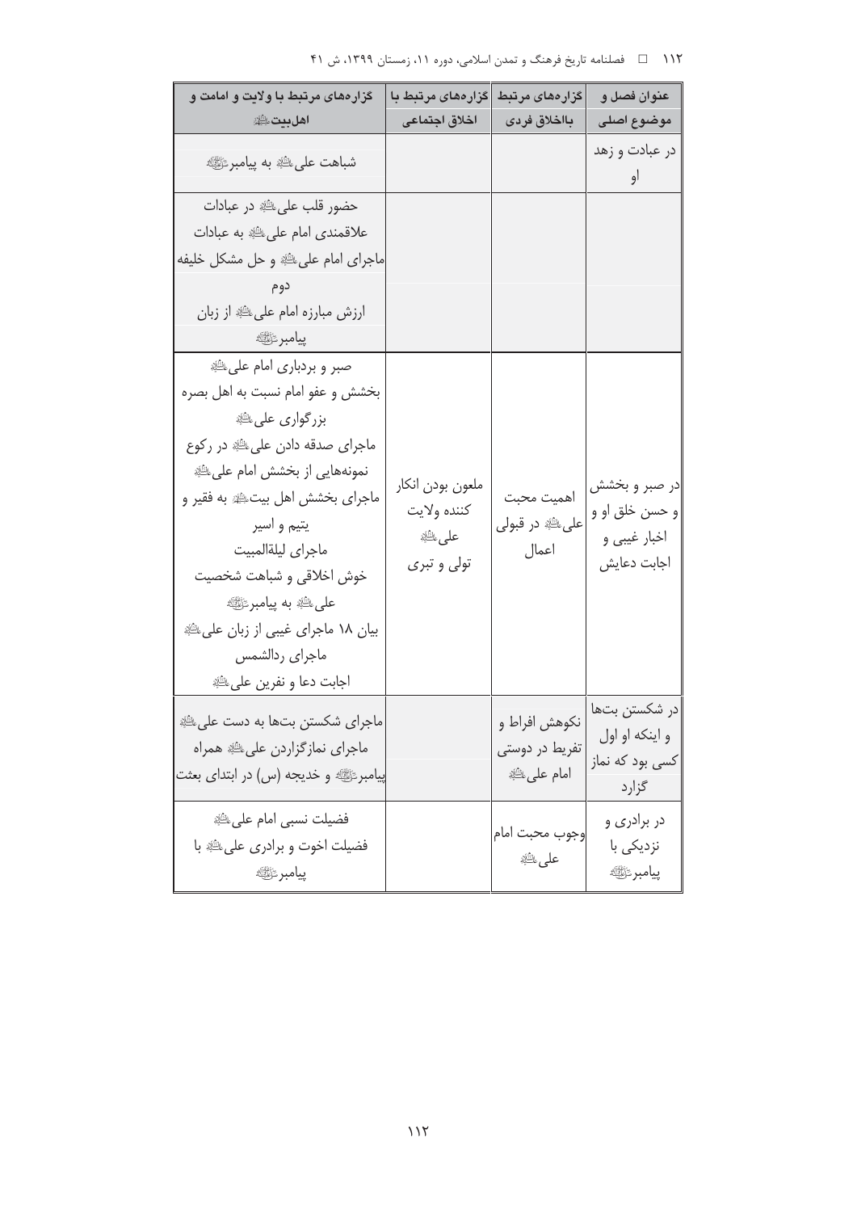| عنوان فصل و موضوع اصلی | گزاره‌های مرتبط بااخلاق فردی | گزاره‌های مرتبط با اخلاق اجتماعی | گزاره‌های مرتبط با ولایت و امامت و اهل‌بیت علیهم‌السلام |
|---|---|---|---|
| در عبادت و زهد او | | | شباهت علی علیه‌السلام به پیامبر صلی‌الله‌علیه‌وآله |
| | | | حضور قلب علی علیه‌السلام در عبادات<br>علاقمندی امام علی علیه‌السلام به عبادات<br>ماجرای امام علی علیه‌السلام و حل مشکل خلیفه دوم<br>ارزش مبارزه امام علی علیه‌السلام از زبان پیامبر صلی‌الله‌علیه‌وآله |
| در صبر و بخشش و حسن خلق او و اخبار غیبی و اجابت دعایش | اهمیت محبت علی علیه‌السلام در قبولی اعمال | ملعون بودن انکار کننده ولایت علی علیه‌السلام<br>تولی و تبری | صبر و بردباری امام علی علیه‌السلام<br>بخشش و عفو امام نسبت به اهل بصره<br>بزرگواری علی علیه‌السلام<br>ماجرای صدقه دادن علی علیه‌السلام در رکوع<br>نمونه‌هایی از بخشش امام علی علیه‌السلام<br>ماجرای بخشش اهل بیت علیهم‌السلام به فقیر و یتیم و اسیر<br>ماجرای لیلةالمبیت<br>خوش اخلاقی و شباهت شخصیت علی علیه‌السلام به پیامبر صلی‌الله‌علیه‌وآله<br>بیان ۱۸ ماجرای غیبی از زبان علی علیه‌السلام<br>ماجرای ردالشمس<br>اجابت دعا و نفرین علی علیه‌السلام |
| در شکستن بت‌ها و اینکه او اول کسی بود که نماز گزارد | نکوهش افراط و تفریط در دوستی امام علی علیه‌السلام | | ماجرای شکستن بت‌ها به دست علی علیه‌السلام<br>ماجرای نمازگزاردن علی علیه‌السلام همراه پیامبر صلی‌الله‌علیه‌وآله و خدیجه (س) در ابتدای بعثت |
| در برادری و نزدیکی با پیامبر صلی‌الله‌علیه‌وآله | وجوب محبت امام علی علیه‌السلام | | فضیلت نسبی امام علی علیه‌السلام<br>فضیلت اخوت و برادری علی علیه‌السلام با پیامبر صلی‌الله‌علیه‌وآله |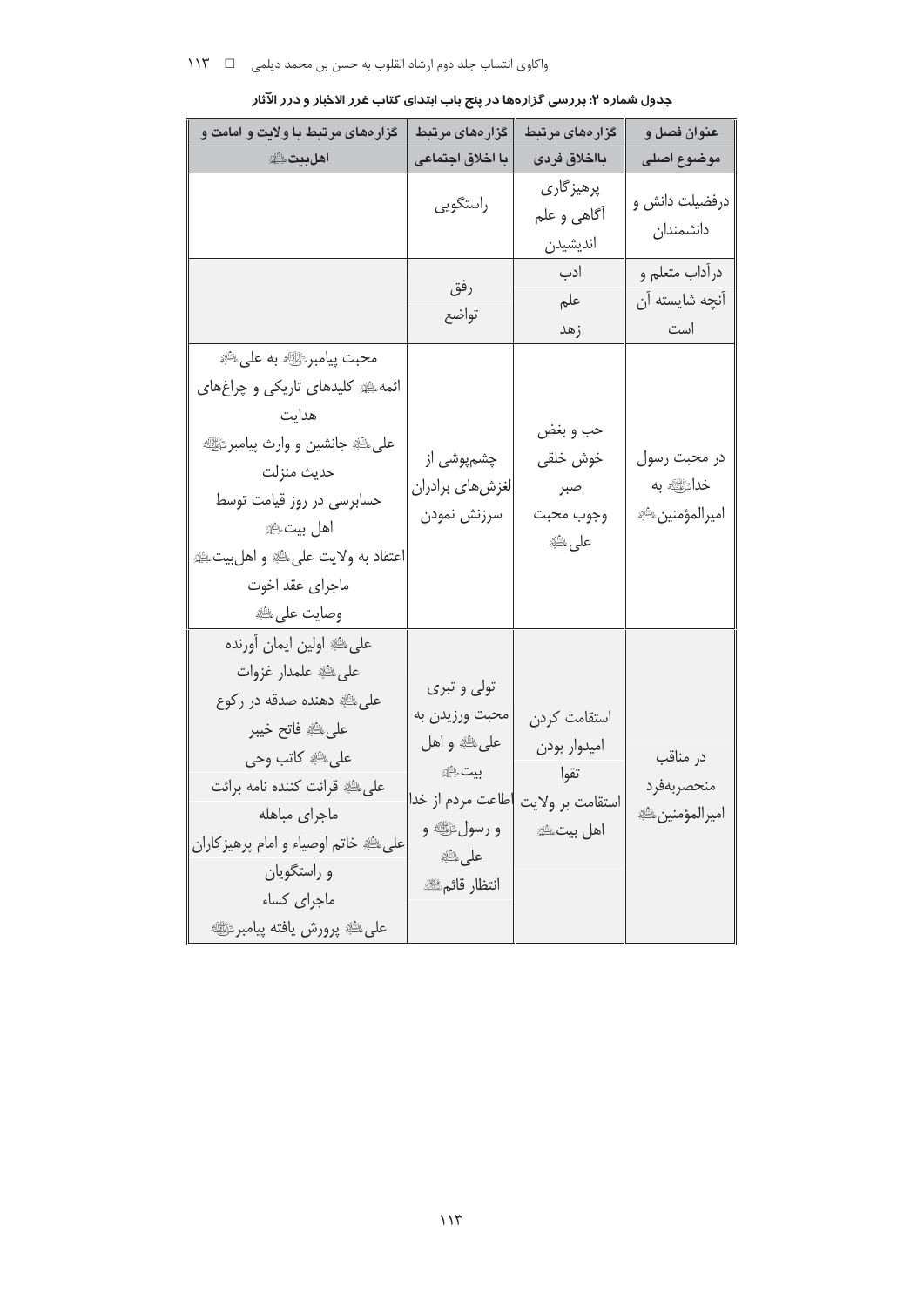جدول شماره ۲: بررسی گزاره‌ها در پنج باب ابتدای کتاب غرر الاخبار و درر الآثار

| عنوان فصل و موضوع اصلی | گزاره‌های مرتبط بااخلاق فردی | گزاره‌های مرتبط با اخلاق اجتماعی | گزاره‌های مرتبط با ولایت و امامت و اهل‌بیت علیهم‌السلام |
|---|---|---|---|
| درفضیلت دانش و دانشمندان | پرهیزگاری<br>آگاهی و علم<br>اندیشیدن | راستگویی | |
| درآداب متعلم و آنچه شایسته آن است | ادب<br>علم<br>زهد | رفق<br>تواضع | |
| در محبت رسول خدا صلی‌الله‌علیه‌وآله به امیرالمؤمنین علیه‌السلام | حب و بغض<br>خوش خلقی<br>صبر<br>وجوب محبت علی علیه‌السلام | چشم‌پوشی از لغزش‌های برادران<br>سرزنش نمودن | محبت پیامبر صلی‌الله‌علیه‌وآله به علی علیه‌السلام<br>ائمه علیهم‌السلام کلیدهای تاریکی و چراغ‌های هدایت<br>علی علیه‌السلام جانشین و وارث پیامبر صلی‌الله‌علیه‌وآله<br>حدیث منزلت<br>حسابرسی در روز قیامت توسط اهل بیت علیهم‌السلام<br>اعتقاد به ولایت علی علیه‌السلام و اهل‌بیت علیهم‌السلام<br>ماجرای عقد اخوت<br>وصایت علی علیه‌السلام |
| در مناقب منحصربه‌فرد امیرالمؤمنین علیه‌السلام | استقامت کردن<br>امیدوار بودن<br>تقوا<br>استقامت بر ولایت اهل بیت علیهم‌السلام | تولی و تبری<br>محبت ورزیدن به علی علیه‌السلام و اهل بیت علیهم‌السلام<br>اطاعت مردم از خدا و رسول صلی‌الله‌علیه‌وآله و علی علیه‌السلام<br>انتظار قائم عجل‌الله‌فرجه | علی علیه‌السلام اولین ایمان آورنده<br>علی علیه‌السلام علمدار غزوات<br>علی علیه‌السلام دهنده صدقه در رکوع<br>علی علیه‌السلام فاتح خیبر<br>علی علیه‌السلام کاتب وحی<br>علی علیه‌السلام قرائت کننده نامه برائت<br>ماجرای مباهله<br>علی علیه‌السلام خاتم اوصیاء و امام پرهیزکاران و راستگویان<br>ماجرای کساء<br>علی علیه‌السلام پرورش یافته پیامبر صلی‌الله‌علیه‌وآله |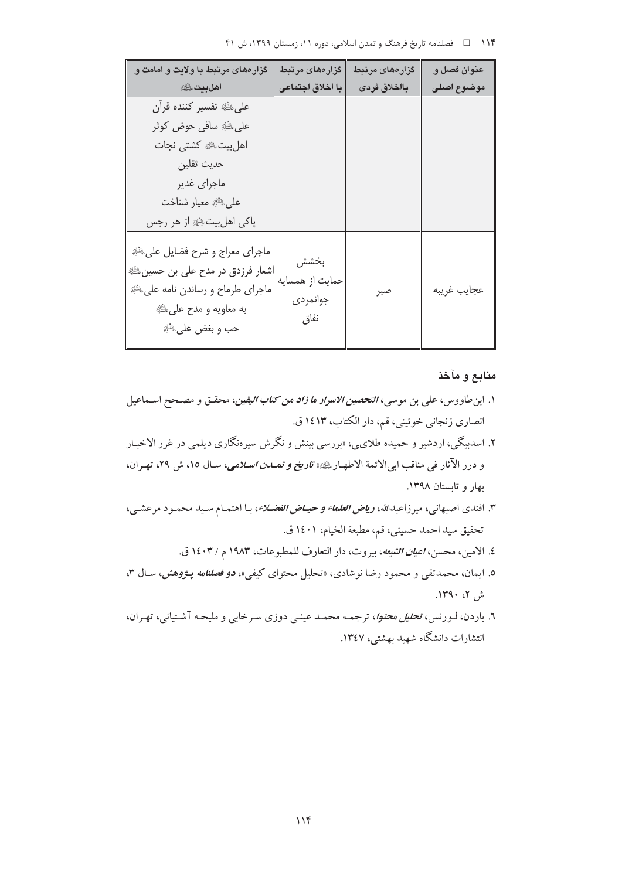| عنوان فصل و موضوع اصلی | گزاره‌های مرتبط بااخلاق فردی | گزاره‌های مرتبط با اخلاق اجتماعی | گزاره‌های مرتبط با ولایت و امامت و اهل‌بیت‌علیهم السلام |
|---|---|---|---|
| | | | علی‌علیه السلام تفسیر کننده قرآن<br>علی‌علیه السلام ساقی حوض کوثر<br>اهل‌بیت‌علیهم السلام کشتی نجات<br>حدیث ثقلین<br>ماجرای غدیر<br>علی‌علیه السلام معیار شناخت<br>پاکی اهل‌بیت‌علیهم السلام از هر رجس |
| عجایب غریبه | صبر | بخشش<br>حمایت از همسایه<br>جوانمردی<br>نفاق | ماجرای معراج و شرح فضایل علی‌علیه السلام<br>اشعار فرزدق در مدح علی بن حسین‌علیه السلام<br>ماجرای طرماح و رساندن نامه علی‌علیه السلام به معاویه و مدح علی‌علیه السلام<br>حب و بغض علی‌علیه السلام |

## منابع و مآخذ

۱. ابن‌طاووس، علی بن موسی، ***التحصین الاسرار ما زاد من کتاب الیقین***، محقق و مصحح اسماعیل انصاری زنجانی خوئینی، قم، دار الکتاب، ۱٤۱۳ ق.

۲. اسدبیگی، اردشیر و حمیده طلایی، «بررسی بینش و نگرش سیره‌نگاری دیلمی در غرر الاخبار و درر الآثار فی مناقب ابی‌الائمة الاطهار‌علیهم السلام» ***تاریخ و تمدن اسلامی***، سال ۱۵، ش ۲۹، تهران، بهار و تابستان ۱۳۹۸.

۳. افندی اصبهانی، میرزاعبدالله، ***ریاض العلماء و حیاض الفضلاء***، با اهتمام سید محمود مرعشی، تحقیق سید احمد حسینی، قم، مطبعة الخیام، ۱٤۰۱ ق.

٤. الامین، محسن، ***اعیان الشیعه***، بیروت، دار التعارف للمطبوعات، ۱۹۸۳ م / ۱٤۰۳ ق.

۵. ایمان، محمدتقی و محمود رضا نوشادی، «تحلیل محتوای کیفی»، ***دو فصلنامه پژوهش***، سال ۳، ش ۲، ۱۳۹۰.

٦. باردن، لورنس، ***تحلیل محتوا***، ترجمه محمد عینی دوزی سرخابی و ملیحه آشتیانی، تهران، انتشارات دانشگاه شهید بهشتی، ۱۳٤۷.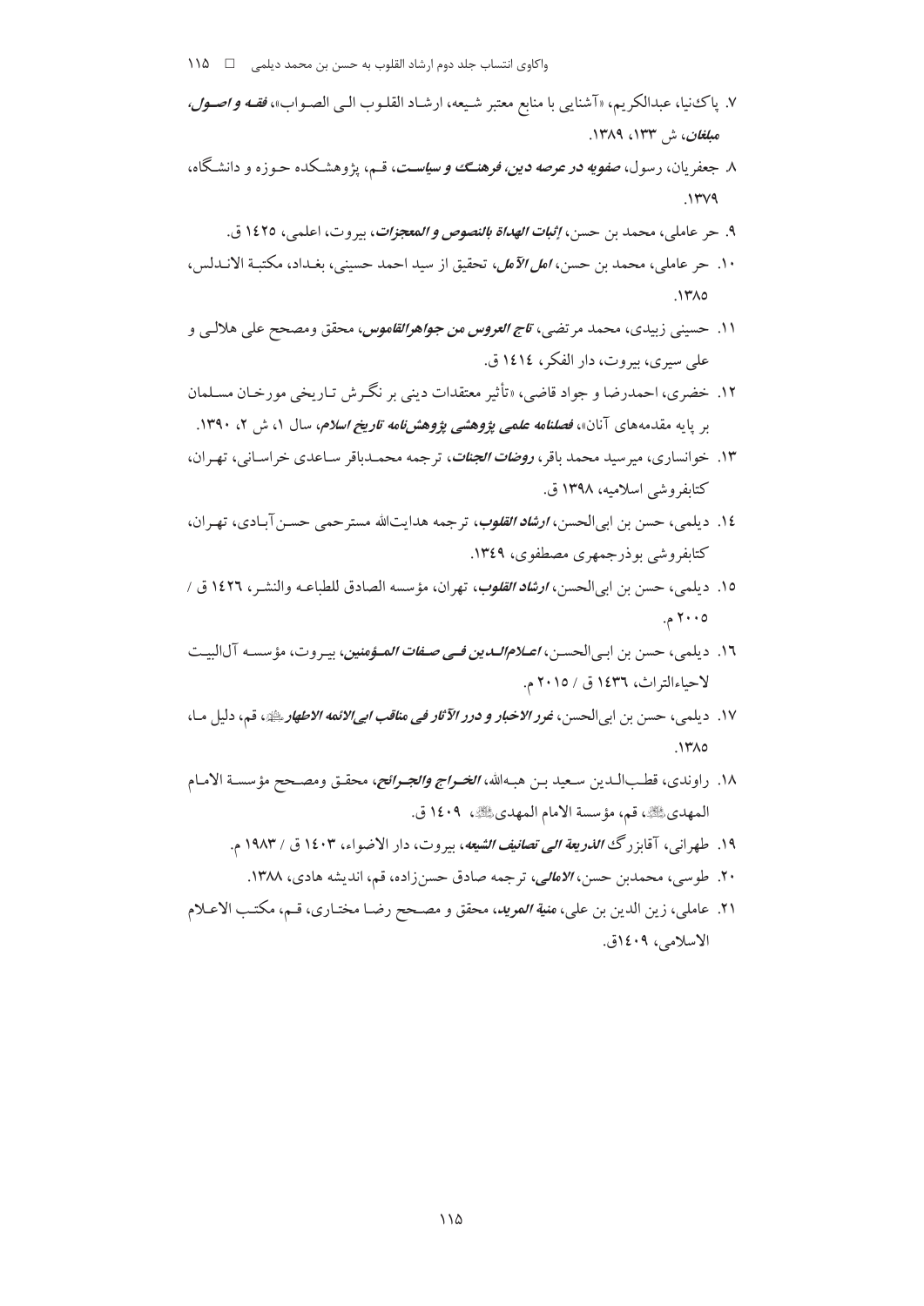۷. پاک‌نیا، عبدالکریم، «آشنایی با منابع معتبر شیعه، ارشاد القلوب الی الصواب»، ***فقه و اصول، مبلغان***، ش ۱۳۳، ۱۳۸۹.

۸. جعفریان، رسول، ***صفویه در عرصه دین، فرهنگ و سیاست***، قم، پژوهشکده حوزه و دانشگاه، ۱۳۷۹.

۹. حر عاملی، محمد بن حسن، ***إثبات الهداة بالنصوص و المعجزات***، بیروت، اعلمی، ۱٤۲٥ ق.

۱۰. حر عاملی، محمد بن حسن، ***امل الآمل***، تحقیق از سید احمد حسینی، بغداد، مکتبة الاندلس، ۱۳۸٥.

۱۱. حسینی زبیدی، محمد مرتضی، ***تاج العروس من جواهرالقاموس***، محقق ومصحح علی هلالی و علی سیری، بیروت، دار الفکر، ۱٤۱٤ ق.

۱۲. خضری، احمدرضا و جواد قاضی، «تأثیر معتقدات دینی بر نگرش تاریخی مورخان مسلمان بر پایه مقدمه‌های آنان»، ***فصلنامه علمی پژوهشی پژوهش‌نامه تاریخ اسلام***، سال ۱، ش ۲، ۱۳۹۰.

۱۳. خوانساری، میرسید محمد باقر، ***روضات الجنات***، ترجمه محمدباقر ساعدی خراسانی، تهران، کتابفروشی اسلامیه، ۱۳۹۸ ق.

۱٤. دیلمی، حسن بن ابی‌الحسن، ***ارشاد القلوب***، ترجمه هدایت‌الله مسترحمی حسن‌آبادی، تهران، کتابفروشی بوذرجمهری مصطفوی، ۱۳٤۹.

۱٥. دیلمی، حسن بن ابی‌الحسن، ***ارشاد القلوب***، تهران، مؤسسه الصادق للطباعه والنشر، ۱٤۲٦ ق / ۲۰۰٥ م.

۱٦. دیلمی، حسن بن ابی‌الحسن، ***اعلام‌الدین فی صفات المؤمنین***، بیروت، مؤسسه آل‌البیت لاحیاءالتراث، ۱٤۳٦ ق / ۲۰۱٥ م.

۱۷. دیلمی، حسن بن ابی‌الحسن، ***غرر الاخبار و درر الآثار فی مناقب ابی‌الائمه الاطهار*** علیهم‌السلام، قم، دلیل ما، ۱۳۸٥.

۱۸. راوندی، قطب‌الدین سعید بن هبه‌الله، ***الخراج والجرائح***، محقق ومصحح مؤسسة الامام المهدی علیه‌السلام، قم، مؤسسة الامام المهدی علیه‌السلام، ۱٤۰۹ ق.

۱۹. طهرانی، آقابزرگ ***الذریعة الی تصانیف الشیعه***، بیروت، دار الاضواء، ۱٤۰۳ ق / ۱۹۸۳ م.

۲۰. طوسی، محمدبن حسن، ***الامالی***، ترجمه صادق حسن‌زاده، قم، اندیشه هادی، ۱۳۸۸.

۲۱. عاملی، زین الدین بن علی، ***منیة المرید***، محقق و مصحح رضا مختاری، قم، مکتب الاعلام الاسلامی، ۱٤۰۹ق.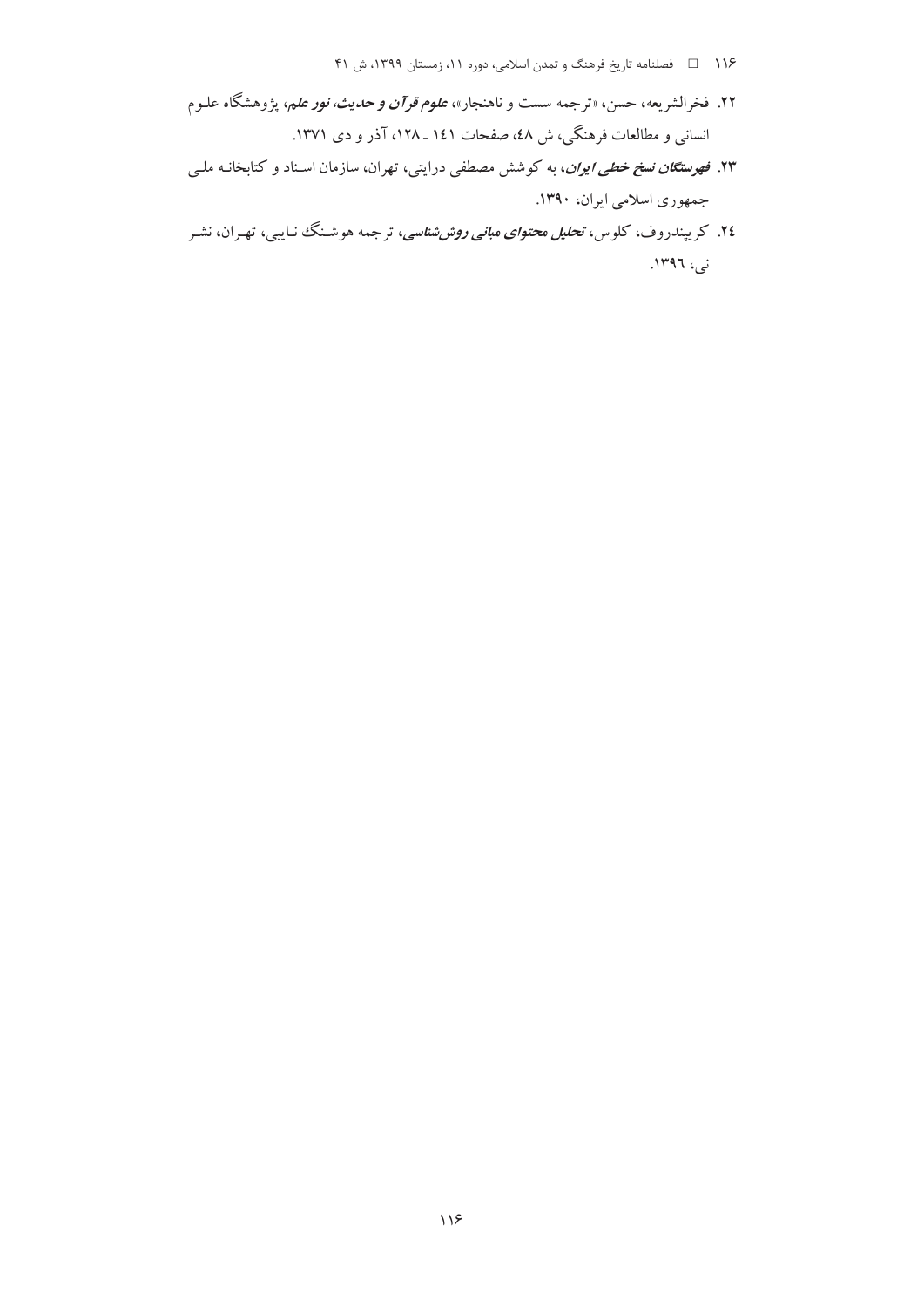۲۲. فخرالشریعه، حسن، «ترجمه سست و ناهنجار»، ***علوم قرآن و حدیث، نور علم***، پژوهشگاه علوم انسانی و مطالعات فرهنگی، ش ٤٨، صفحات ١٤١ ـ ١٢٨، آذر و دی ۱۳۷۱.

۲۳. ***فهرستگان نسخ خطی ایران***، به کوشش مصطفی درایتی، تهران، سازمان اسناد و کتابخانه ملی جمهوری اسلامی ایران، ۱۳۹۰.

٢٤. کریپندروف، کلوس، ***تحلیل محتوای مبانی روش‌شناسی***، ترجمه هوشنگ نایبی، تهران، نشر نی، ١٣٩٦.